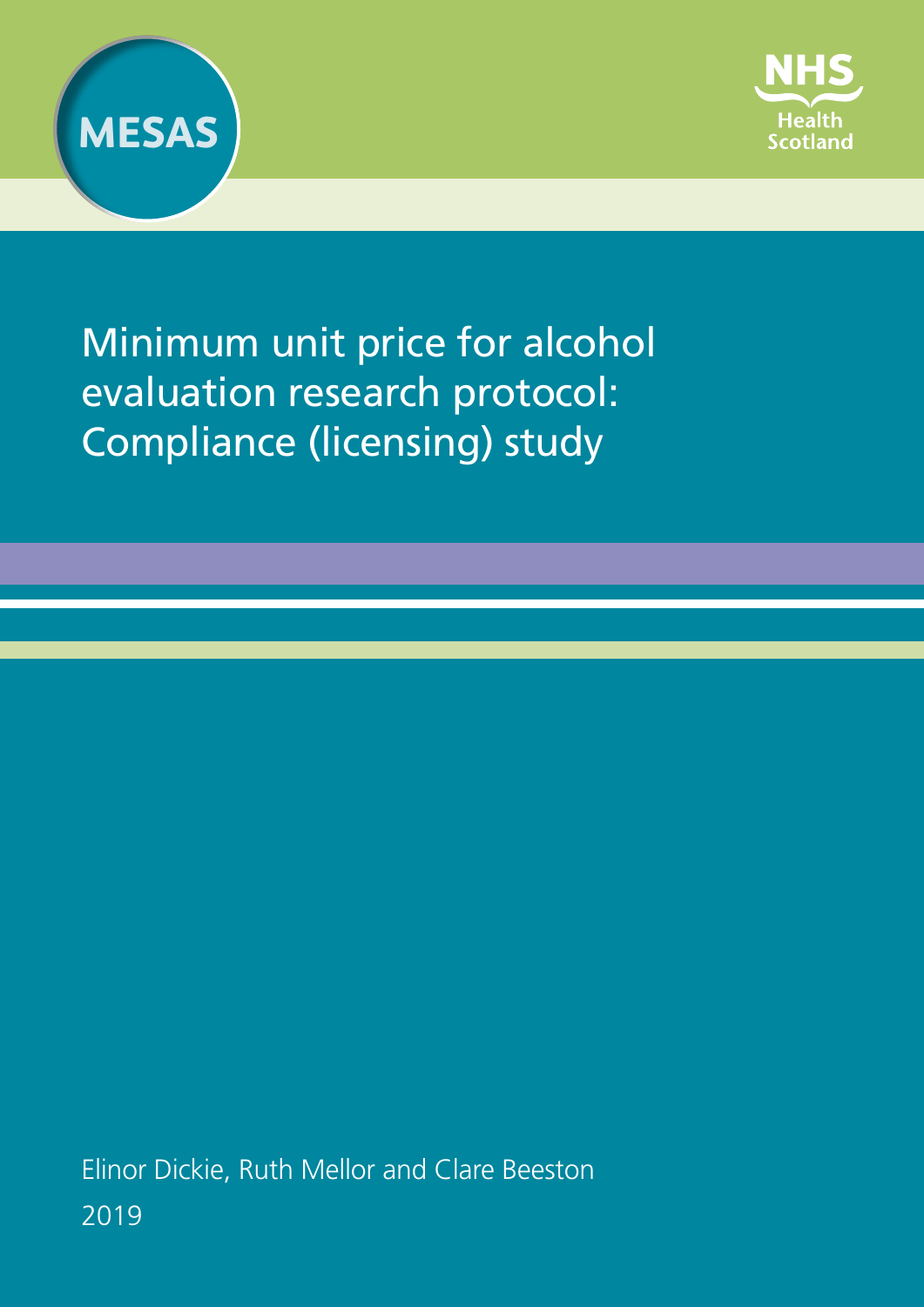MESAS

NHS Health Scotland

# Minimum unit price for alcohol evaluation research protocol: Compliance (licensing) study

Elinor Dickie, Ruth Mellor and Clare Beeston

2019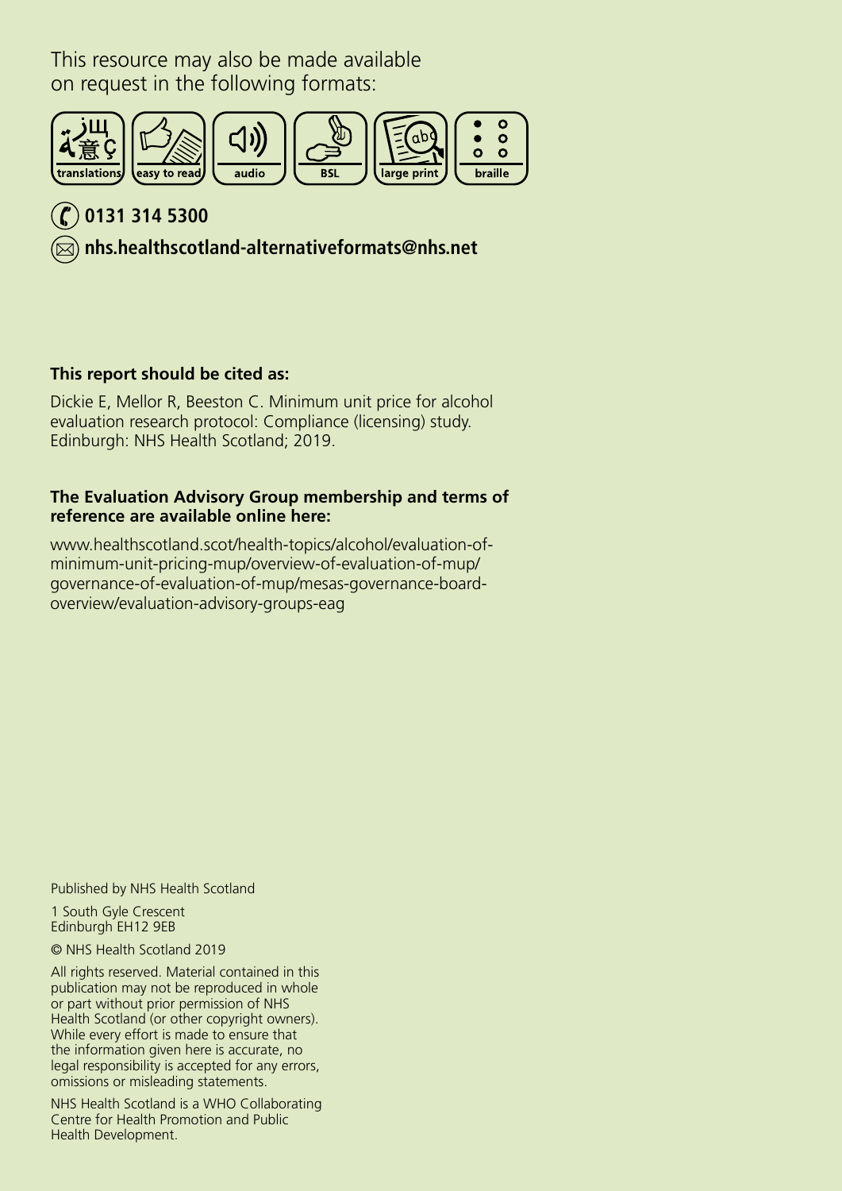This resource may also be made available on request in the following formats:

translations | easy to read | audio | BSL | large print | braille

**0131 314 5300**

**nhs.healthscotland-alternativeformats@nhs.net**

**This report should be cited as:**

Dickie E, Mellor R, Beeston C. Minimum unit price for alcohol evaluation research protocol: Compliance (licensing) study. Edinburgh: NHS Health Scotland; 2019.

**The Evaluation Advisory Group membership and terms of reference are available online here:**

www.healthscotland.scot/health-topics/alcohol/evaluation-of-minimum-unit-pricing-mup/overview-of-evaluation-of-mup/governance-of-evaluation-of-mup/mesas-governance-board-overview/evaluation-advisory-groups-eag

Published by NHS Health Scotland

1 South Gyle Crescent
Edinburgh EH12 9EB

© NHS Health Scotland 2019

All rights reserved. Material contained in this publication may not be reproduced in whole or part without prior permission of NHS Health Scotland (or other copyright owners). While every effort is made to ensure that the information given here is accurate, no legal responsibility is accepted for any errors, omissions or misleading statements.

NHS Health Scotland is a WHO Collaborating Centre for Health Promotion and Public Health Development.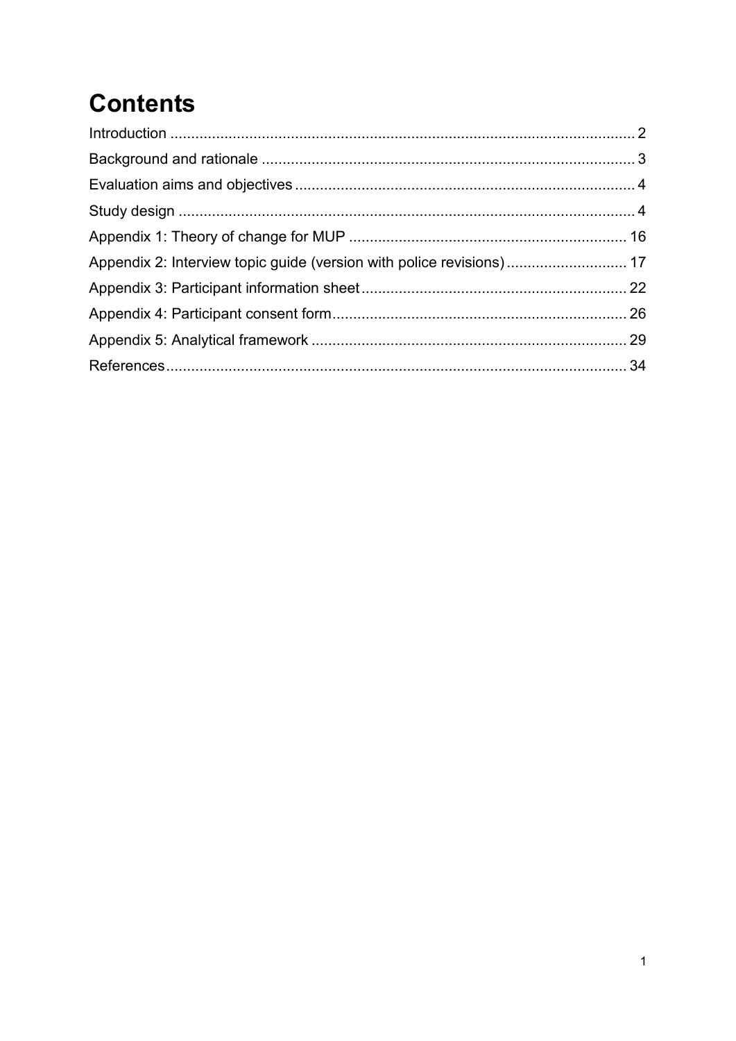# Contents

Introduction ........................................................................................................... 2

Background and rationale ...................................................................................... 3

Evaluation aims and objectives ............................................................................. 4

Study design .......................................................................................................... 4

Appendix 1: Theory of change for MUP ............................................................... 16

Appendix 2: Interview topic guide (version with police revisions) ........................ 17

Appendix 3: Participant information sheet ........................................................... 22

Appendix 4: Participant consent form .................................................................. 26

Appendix 5: Analytical framework ....................................................................... 29

References ........................................................................................................... 34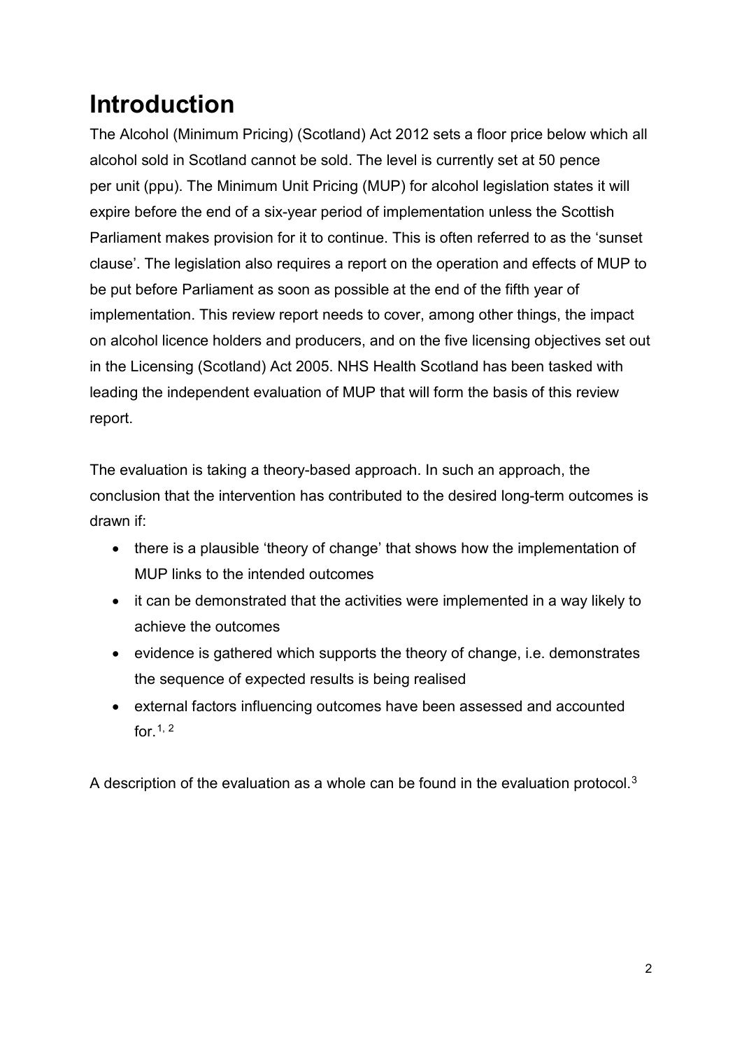# Introduction

The Alcohol (Minimum Pricing) (Scotland) Act 2012 sets a floor price below which all alcohol sold in Scotland cannot be sold. The level is currently set at 50 pence per unit (ppu). The Minimum Unit Pricing (MUP) for alcohol legislation states it will expire before the end of a six-year period of implementation unless the Scottish Parliament makes provision for it to continue. This is often referred to as the 'sunset clause'. The legislation also requires a report on the operation and effects of MUP to be put before Parliament as soon as possible at the end of the fifth year of implementation. This review report needs to cover, among other things, the impact on alcohol licence holders and producers, and on the five licensing objectives set out in the Licensing (Scotland) Act 2005. NHS Health Scotland has been tasked with leading the independent evaluation of MUP that will form the basis of this review report.

The evaluation is taking a theory-based approach. In such an approach, the conclusion that the intervention has contributed to the desired long-term outcomes is drawn if:

- there is a plausible 'theory of change' that shows how the implementation of MUP links to the intended outcomes
- it can be demonstrated that the activities were implemented in a way likely to achieve the outcomes
- evidence is gathered which supports the theory of change, i.e. demonstrates the sequence of expected results is being realised
- external factors influencing outcomes have been assessed and accounted for.[1, 2]

A description of the evaluation as a whole can be found in the evaluation protocol.[3]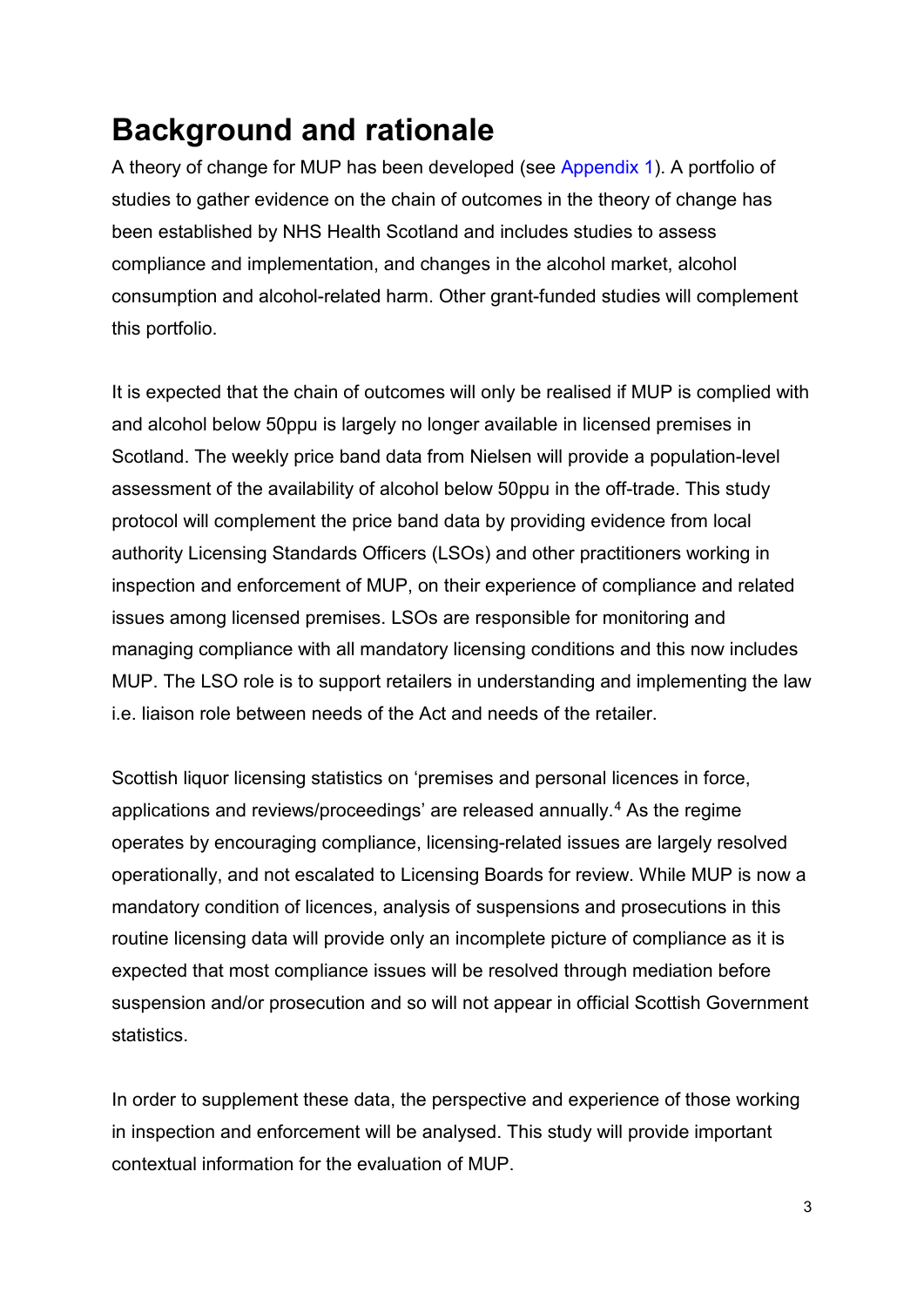# Background and rationale

A theory of change for MUP has been developed (see Appendix 1). A portfolio of studies to gather evidence on the chain of outcomes in the theory of change has been established by NHS Health Scotland and includes studies to assess compliance and implementation, and changes in the alcohol market, alcohol consumption and alcohol-related harm. Other grant-funded studies will complement this portfolio.

It is expected that the chain of outcomes will only be realised if MUP is complied with and alcohol below 50ppu is largely no longer available in licensed premises in Scotland. The weekly price band data from Nielsen will provide a population-level assessment of the availability of alcohol below 50ppu in the off-trade. This study protocol will complement the price band data by providing evidence from local authority Licensing Standards Officers (LSOs) and other practitioners working in inspection and enforcement of MUP, on their experience of compliance and related issues among licensed premises. LSOs are responsible for monitoring and managing compliance with all mandatory licensing conditions and this now includes MUP. The LSO role is to support retailers in understanding and implementing the law i.e. liaison role between needs of the Act and needs of the retailer.

Scottish liquor licensing statistics on 'premises and personal licences in force, applications and reviews/proceedings' are released annually.[4] As the regime operates by encouraging compliance, licensing-related issues are largely resolved operationally, and not escalated to Licensing Boards for review. While MUP is now a mandatory condition of licences, analysis of suspensions and prosecutions in this routine licensing data will provide only an incomplete picture of compliance as it is expected that most compliance issues will be resolved through mediation before suspension and/or prosecution and so will not appear in official Scottish Government statistics.

In order to supplement these data, the perspective and experience of those working in inspection and enforcement will be analysed. This study will provide important contextual information for the evaluation of MUP.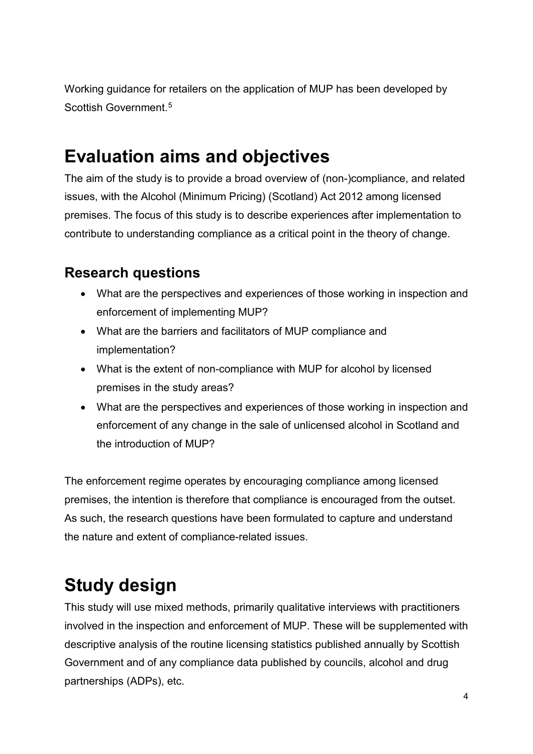Working guidance for retailers on the application of MUP has been developed by Scottish Government.[5]

# Evaluation aims and objectives

The aim of the study is to provide a broad overview of (non-)compliance, and related issues, with the Alcohol (Minimum Pricing) (Scotland) Act 2012 among licensed premises. The focus of this study is to describe experiences after implementation to contribute to understanding compliance as a critical point in the theory of change.

## Research questions

- What are the perspectives and experiences of those working in inspection and enforcement of implementing MUP?
- What are the barriers and facilitators of MUP compliance and implementation?
- What is the extent of non-compliance with MUP for alcohol by licensed premises in the study areas?
- What are the perspectives and experiences of those working in inspection and enforcement of any change in the sale of unlicensed alcohol in Scotland and the introduction of MUP?

The enforcement regime operates by encouraging compliance among licensed premises, the intention is therefore that compliance is encouraged from the outset. As such, the research questions have been formulated to capture and understand the nature and extent of compliance-related issues.

# Study design

This study will use mixed methods, primarily qualitative interviews with practitioners involved in the inspection and enforcement of MUP. These will be supplemented with descriptive analysis of the routine licensing statistics published annually by Scottish Government and of any compliance data published by councils, alcohol and drug partnerships (ADPs), etc.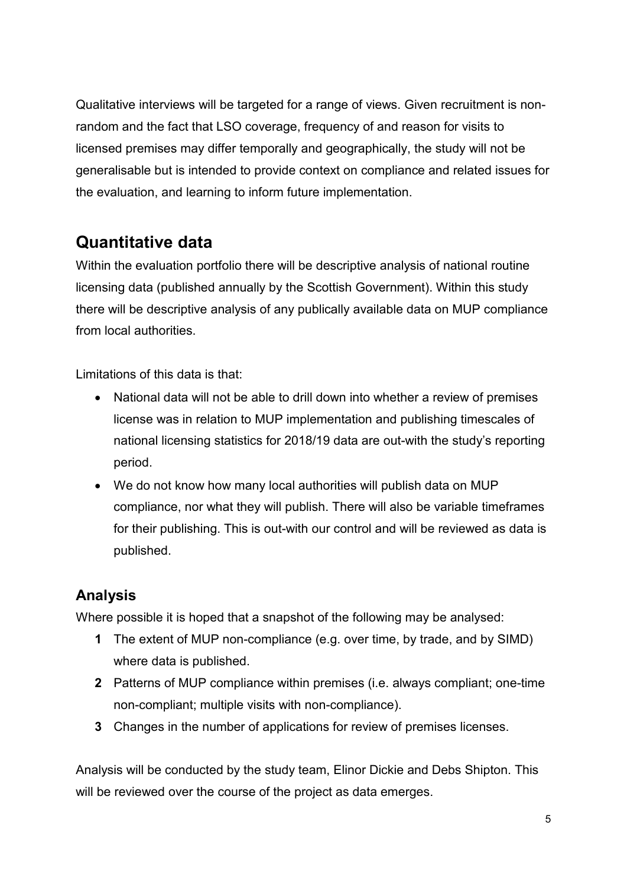Qualitative interviews will be targeted for a range of views. Given recruitment is non-random and the fact that LSO coverage, frequency of and reason for visits to licensed premises may differ temporally and geographically, the study will not be generalisable but is intended to provide context on compliance and related issues for the evaluation, and learning to inform future implementation.

## Quantitative data

Within the evaluation portfolio there will be descriptive analysis of national routine licensing data (published annually by the Scottish Government). Within this study there will be descriptive analysis of any publically available data on MUP compliance from local authorities.

Limitations of this data is that:

- National data will not be able to drill down into whether a review of premises license was in relation to MUP implementation and publishing timescales of national licensing statistics for 2018/19 data are out-with the study's reporting period.
- We do not know how many local authorities will publish data on MUP compliance, nor what they will publish. There will also be variable timeframes for their publishing. This is out-with our control and will be reviewed as data is published.

### Analysis

Where possible it is hoped that a snapshot of the following may be analysed:

1. The extent of MUP non-compliance (e.g. over time, by trade, and by SIMD) where data is published.
2. Patterns of MUP compliance within premises (i.e. always compliant; one-time non-compliant; multiple visits with non-compliance).
3. Changes in the number of applications for review of premises licenses.

Analysis will be conducted by the study team, Elinor Dickie and Debs Shipton. This will be reviewed over the course of the project as data emerges.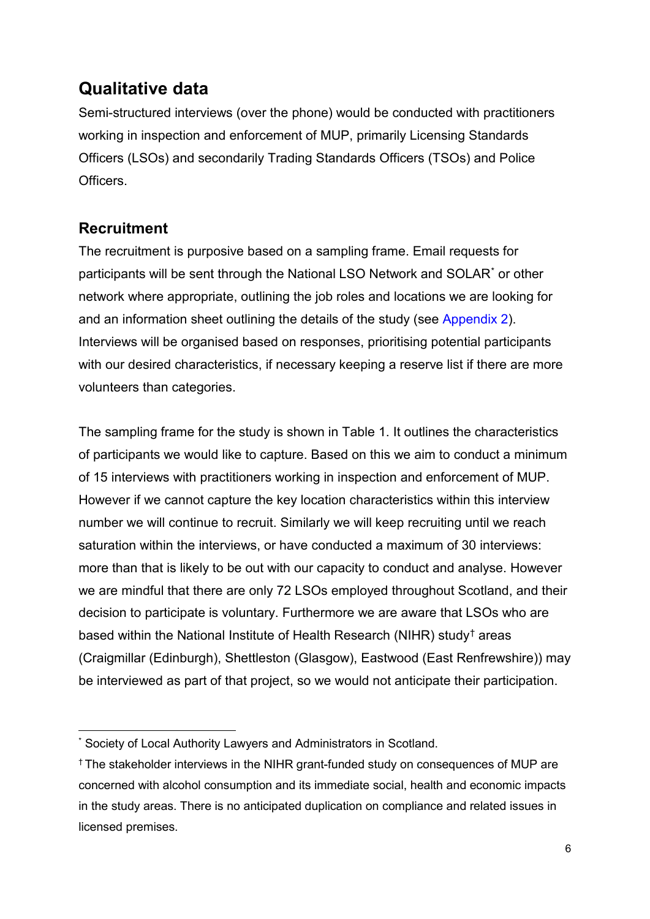## Qualitative data

Semi-structured interviews (over the phone) would be conducted with practitioners working in inspection and enforcement of MUP, primarily Licensing Standards Officers (LSOs) and secondarily Trading Standards Officers (TSOs) and Police Officers.

### Recruitment

The recruitment is purposive based on a sampling frame. Email requests for participants will be sent through the National LSO Network and SOLAR[*] or other network where appropriate, outlining the job roles and locations we are looking for and an information sheet outlining the details of the study (see Appendix 2). Interviews will be organised based on responses, prioritising potential participants with our desired characteristics, if necessary keeping a reserve list if there are more volunteers than categories.

The sampling frame for the study is shown in Table 1. It outlines the characteristics of participants we would like to capture. Based on this we aim to conduct a minimum of 15 interviews with practitioners working in inspection and enforcement of MUP. However if we cannot capture the key location characteristics within this interview number we will continue to recruit. Similarly we will keep recruiting until we reach saturation within the interviews, or have conducted a maximum of 30 interviews: more than that is likely to be out with our capacity to conduct and analyse. However we are mindful that there are only 72 LSOs employed throughout Scotland, and their decision to participate is voluntary. Furthermore we are aware that LSOs who are based within the National Institute of Health Research (NIHR) study[†] areas (Craigmillar (Edinburgh), Shettleston (Glasgow), Eastwood (East Renfrewshire)) may be interviewed as part of that project, so we would not anticipate their participation.

---

[*] Society of Local Authority Lawyers and Administrators in Scotland.

[†] The stakeholder interviews in the NIHR grant-funded study on consequences of MUP are concerned with alcohol consumption and its immediate social, health and economic impacts in the study areas. There is no anticipated duplication on compliance and related issues in licensed premises.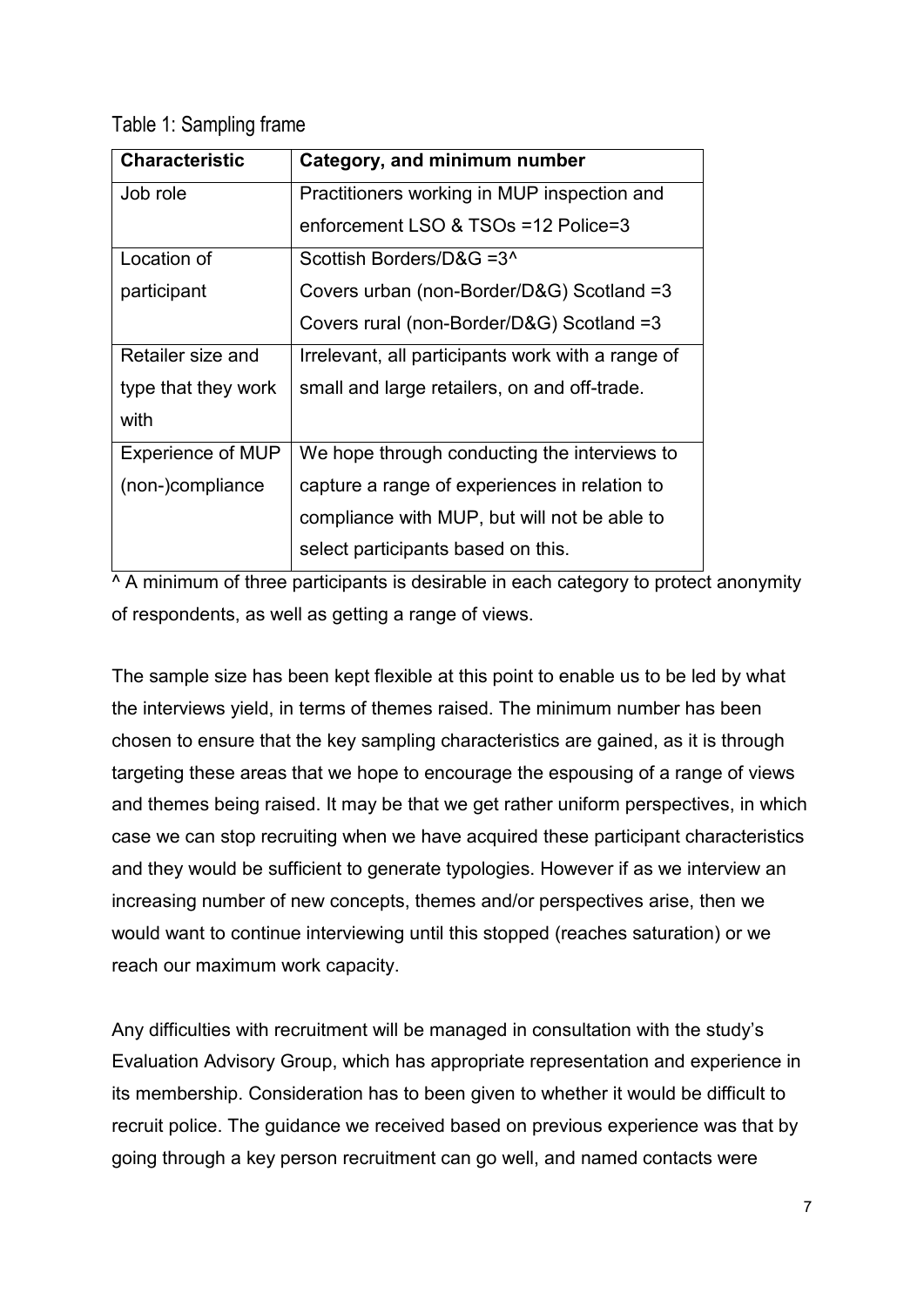Table 1: Sampling frame

| Characteristic | Category, and minimum number |
|---|---|
| Job role | Practitioners working in MUP inspection and enforcement LSO & TSOs =12 Police=3 |
| Location of participant | Scottish Borders/D&G =3^ <br> Covers urban (non-Border/D&G) Scotland =3 <br> Covers rural (non-Border/D&G) Scotland =3 |
| Retailer size and type that they work with | Irrelevant, all participants work with a range of small and large retailers, on and off-trade. |
| Experience of MUP (non-)compliance | We hope through conducting the interviews to capture a range of experiences in relation to compliance with MUP, but will not be able to select participants based on this. |

^ A minimum of three participants is desirable in each category to protect anonymity of respondents, as well as getting a range of views.

The sample size has been kept flexible at this point to enable us to be led by what the interviews yield, in terms of themes raised. The minimum number has been chosen to ensure that the key sampling characteristics are gained, as it is through targeting these areas that we hope to encourage the espousing of a range of views and themes being raised. It may be that we get rather uniform perspectives, in which case we can stop recruiting when we have acquired these participant characteristics and they would be sufficient to generate typologies. However if as we interview an increasing number of new concepts, themes and/or perspectives arise, then we would want to continue interviewing until this stopped (reaches saturation) or we reach our maximum work capacity.

Any difficulties with recruitment will be managed in consultation with the study's Evaluation Advisory Group, which has appropriate representation and experience in its membership. Consideration has to been given to whether it would be difficult to recruit police. The guidance we received based on previous experience was that by going through a key person recruitment can go well, and named contacts were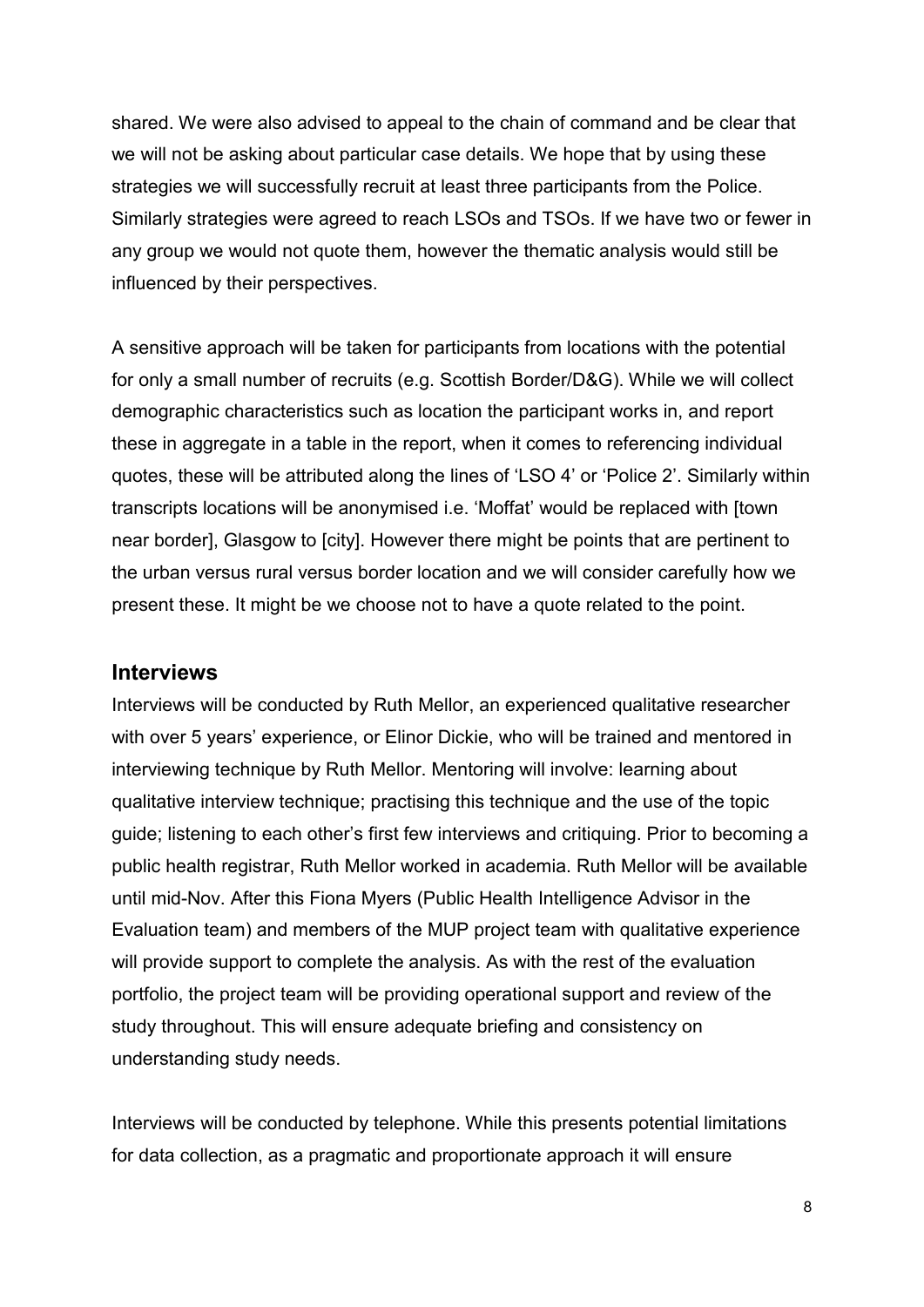shared. We were also advised to appeal to the chain of command and be clear that we will not be asking about particular case details. We hope that by using these strategies we will successfully recruit at least three participants from the Police. Similarly strategies were agreed to reach LSOs and TSOs. If we have two or fewer in any group we would not quote them, however the thematic analysis would still be influenced by their perspectives.

A sensitive approach will be taken for participants from locations with the potential for only a small number of recruits (e.g. Scottish Border/D&G). While we will collect demographic characteristics such as location the participant works in, and report these in aggregate in a table in the report, when it comes to referencing individual quotes, these will be attributed along the lines of 'LSO 4' or 'Police 2'. Similarly within transcripts locations will be anonymised i.e. 'Moffat' would be replaced with [town near border], Glasgow to [city]. However there might be points that are pertinent to the urban versus rural versus border location and we will consider carefully how we present these. It might be we choose not to have a quote related to the point.

## Interviews

Interviews will be conducted by Ruth Mellor, an experienced qualitative researcher with over 5 years' experience, or Elinor Dickie, who will be trained and mentored in interviewing technique by Ruth Mellor. Mentoring will involve: learning about qualitative interview technique; practising this technique and the use of the topic guide; listening to each other's first few interviews and critiquing. Prior to becoming a public health registrar, Ruth Mellor worked in academia. Ruth Mellor will be available until mid-Nov. After this Fiona Myers (Public Health Intelligence Advisor in the Evaluation team) and members of the MUP project team with qualitative experience will provide support to complete the analysis. As with the rest of the evaluation portfolio, the project team will be providing operational support and review of the study throughout. This will ensure adequate briefing and consistency on understanding study needs.

Interviews will be conducted by telephone. While this presents potential limitations for data collection, as a pragmatic and proportionate approach it will ensure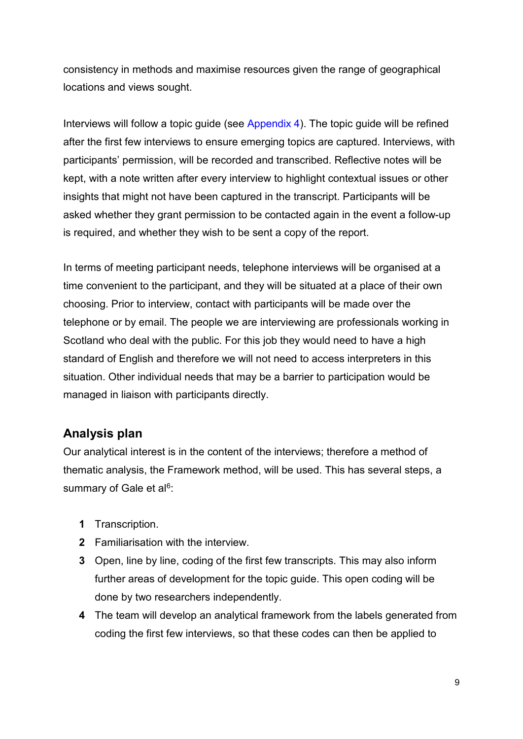consistency in methods and maximise resources given the range of geographical locations and views sought.

Interviews will follow a topic guide (see Appendix 4). The topic guide will be refined after the first few interviews to ensure emerging topics are captured. Interviews, with participants' permission, will be recorded and transcribed. Reflective notes will be kept, with a note written after every interview to highlight contextual issues or other insights that might not have been captured in the transcript. Participants will be asked whether they grant permission to be contacted again in the event a follow-up is required, and whether they wish to be sent a copy of the report.

In terms of meeting participant needs, telephone interviews will be organised at a time convenient to the participant, and they will be situated at a place of their own choosing. Prior to interview, contact with participants will be made over the telephone or by email. The people we are interviewing are professionals working in Scotland who deal with the public. For this job they would need to have a high standard of English and therefore we will not need to access interpreters in this situation. Other individual needs that may be a barrier to participation would be managed in liaison with participants directly.

## Analysis plan

Our analytical interest is in the content of the interviews; therefore a method of thematic analysis, the Framework method, will be used. This has several steps, a summary of Gale et al[6]:

1. Transcription.
2. Familiarisation with the interview.
3. Open, line by line, coding of the first few transcripts. This may also inform further areas of development for the topic guide. This open coding will be done by two researchers independently.
4. The team will develop an analytical framework from the labels generated from coding the first few interviews, so that these codes can then be applied to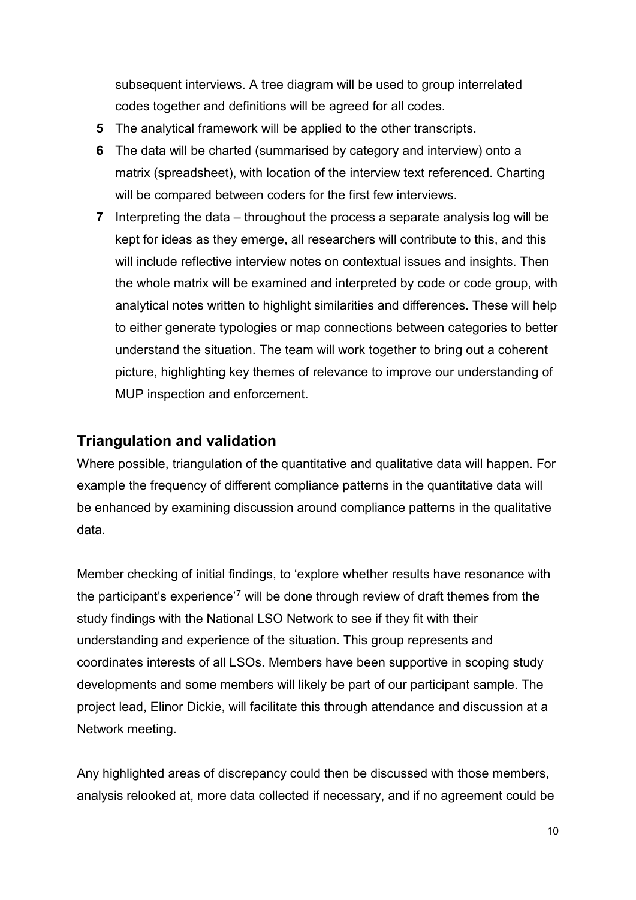subsequent interviews. A tree diagram will be used to group interrelated codes together and definitions will be agreed for all codes.

5. The analytical framework will be applied to the other transcripts.
6. The data will be charted (summarised by category and interview) onto a matrix (spreadsheet), with location of the interview text referenced. Charting will be compared between coders for the first few interviews.
7. Interpreting the data – throughout the process a separate analysis log will be kept for ideas as they emerge, all researchers will contribute to this, and this will include reflective interview notes on contextual issues and insights. Then the whole matrix will be examined and interpreted by code or code group, with analytical notes written to highlight similarities and differences. These will help to either generate typologies or map connections between categories to better understand the situation. The team will work together to bring out a coherent picture, highlighting key themes of relevance to improve our understanding of MUP inspection and enforcement.

## Triangulation and validation

Where possible, triangulation of the quantitative and qualitative data will happen. For example the frequency of different compliance patterns in the quantitative data will be enhanced by examining discussion around compliance patterns in the qualitative data.

Member checking of initial findings, to 'explore whether results have resonance with the participant's experience'[7] will be done through review of draft themes from the study findings with the National LSO Network to see if they fit with their understanding and experience of the situation. This group represents and coordinates interests of all LSOs. Members have been supportive in scoping study developments and some members will likely be part of our participant sample. The project lead, Elinor Dickie, will facilitate this through attendance and discussion at a Network meeting.

Any highlighted areas of discrepancy could then be discussed with those members, analysis relooked at, more data collected if necessary, and if no agreement could be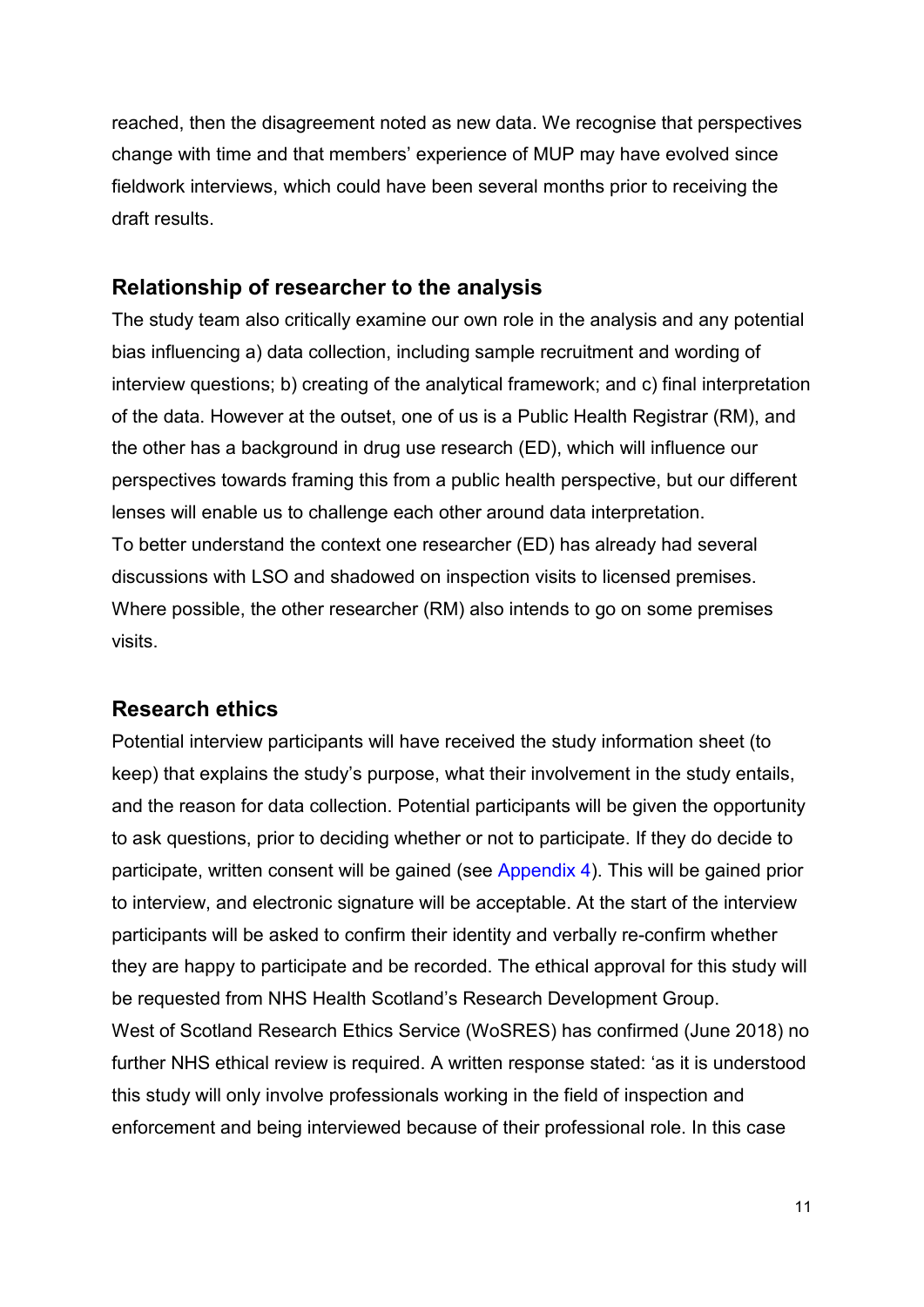reached, then the disagreement noted as new data. We recognise that perspectives change with time and that members' experience of MUP may have evolved since fieldwork interviews, which could have been several months prior to receiving the draft results.

## Relationship of researcher to the analysis

The study team also critically examine our own role in the analysis and any potential bias influencing a) data collection, including sample recruitment and wording of interview questions; b) creating of the analytical framework; and c) final interpretation of the data. However at the outset, one of us is a Public Health Registrar (RM), and the other has a background in drug use research (ED), which will influence our perspectives towards framing this from a public health perspective, but our different lenses will enable us to challenge each other around data interpretation.
To better understand the context one researcher (ED) has already had several discussions with LSO and shadowed on inspection visits to licensed premises. Where possible, the other researcher (RM) also intends to go on some premises visits.

## Research ethics

Potential interview participants will have received the study information sheet (to keep) that explains the study's purpose, what their involvement in the study entails, and the reason for data collection. Potential participants will be given the opportunity to ask questions, prior to deciding whether or not to participate. If they do decide to participate, written consent will be gained (see Appendix 4). This will be gained prior to interview, and electronic signature will be acceptable. At the start of the interview participants will be asked to confirm their identity and verbally re-confirm whether they are happy to participate and be recorded. The ethical approval for this study will be requested from NHS Health Scotland's Research Development Group.
West of Scotland Research Ethics Service (WoSRES) has confirmed (June 2018) no further NHS ethical review is required. A written response stated: 'as it is understood this study will only involve professionals working in the field of inspection and enforcement and being interviewed because of their professional role. In this case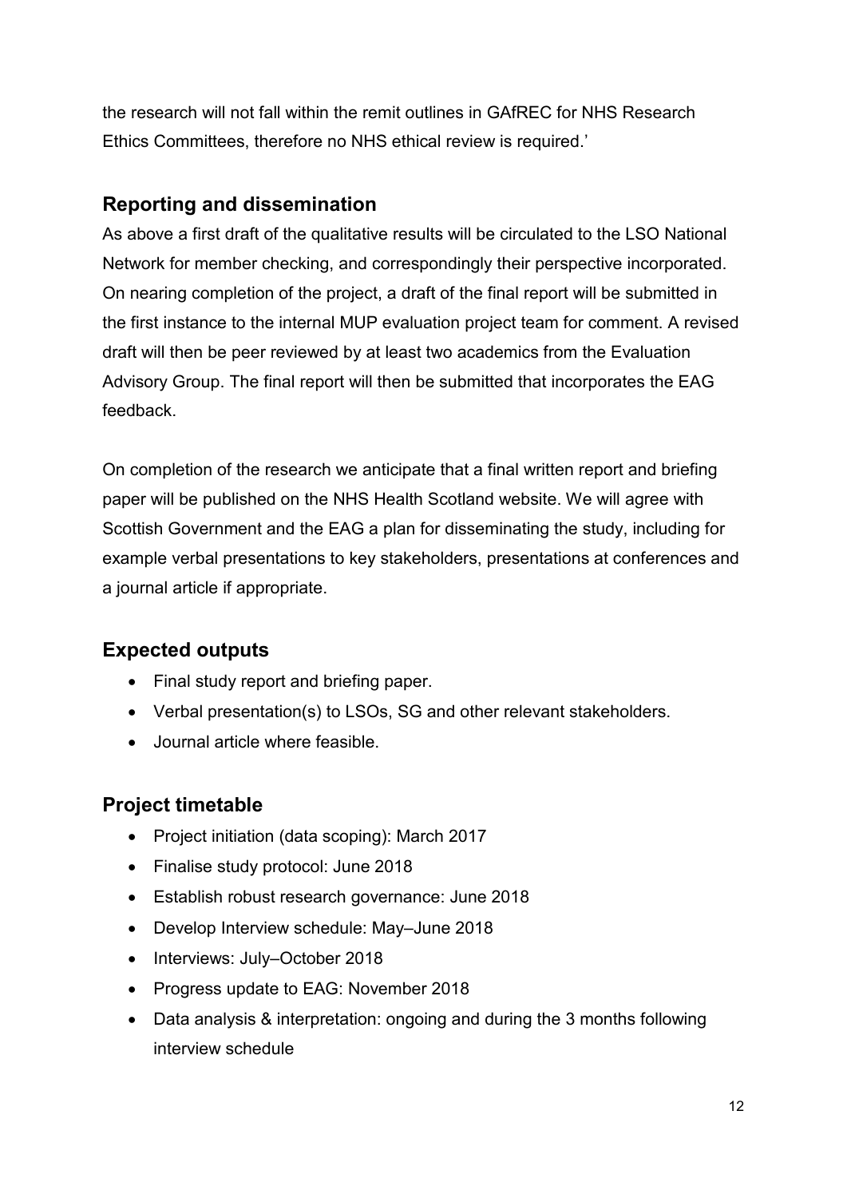the research will not fall within the remit outlines in GAfREC for NHS Research Ethics Committees, therefore no NHS ethical review is required.'

## Reporting and dissemination

As above a first draft of the qualitative results will be circulated to the LSO National Network for member checking, and correspondingly their perspective incorporated. On nearing completion of the project, a draft of the final report will be submitted in the first instance to the internal MUP evaluation project team for comment. A revised draft will then be peer reviewed by at least two academics from the Evaluation Advisory Group. The final report will then be submitted that incorporates the EAG feedback.

On completion of the research we anticipate that a final written report and briefing paper will be published on the NHS Health Scotland website. We will agree with Scottish Government and the EAG a plan for disseminating the study, including for example verbal presentations to key stakeholders, presentations at conferences and a journal article if appropriate.

## Expected outputs

- Final study report and briefing paper.
- Verbal presentation(s) to LSOs, SG and other relevant stakeholders.
- Journal article where feasible.

## Project timetable

- Project initiation (data scoping): March 2017
- Finalise study protocol: June 2018
- Establish robust research governance: June 2018
- Develop Interview schedule: May–June 2018
- Interviews: July–October 2018
- Progress update to EAG: November 2018
- Data analysis & interpretation: ongoing and during the 3 months following interview schedule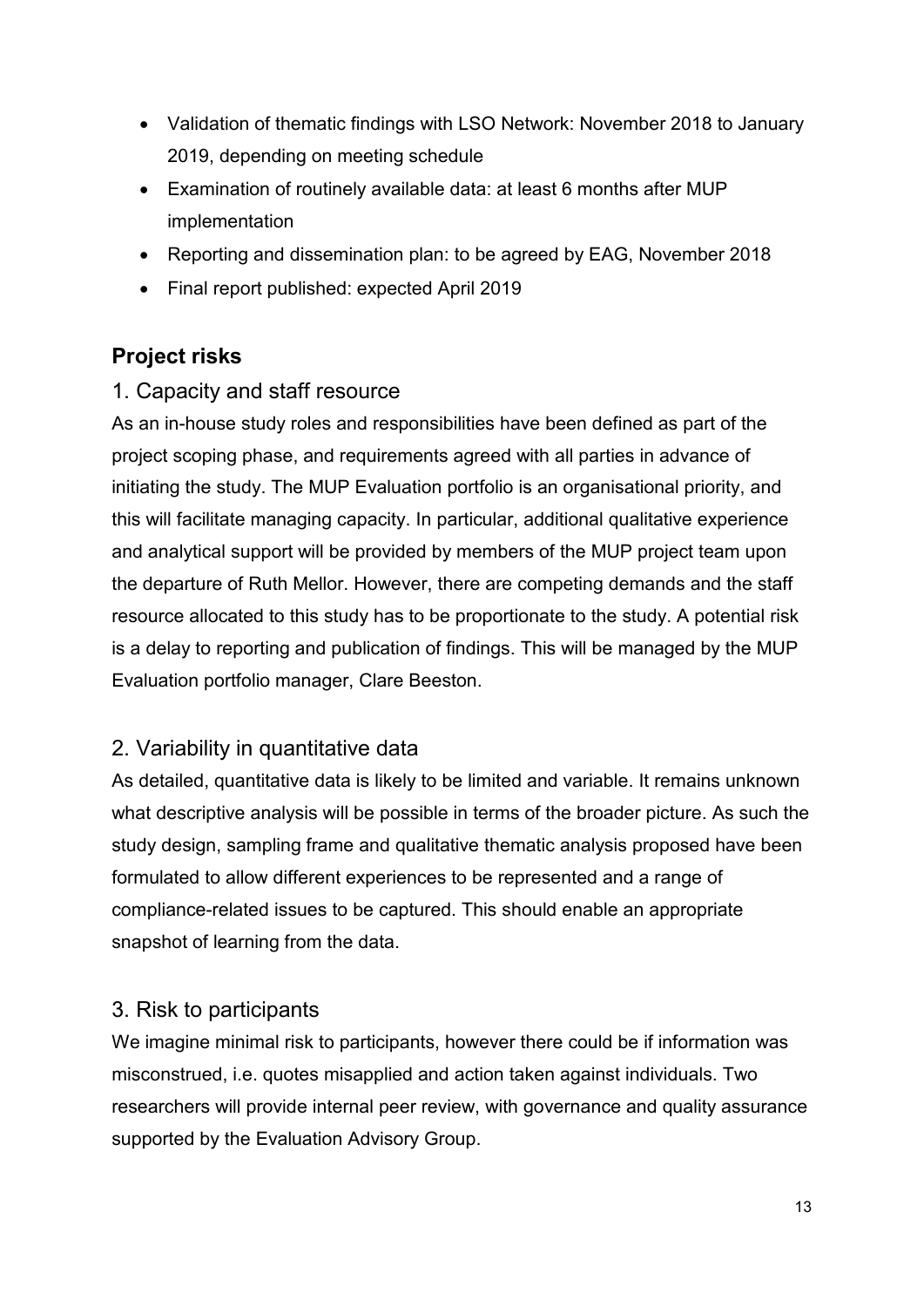- Validation of thematic findings with LSO Network: November 2018 to January 2019, depending on meeting schedule
- Examination of routinely available data: at least 6 months after MUP implementation
- Reporting and dissemination plan: to be agreed by EAG, November 2018
- Final report published: expected April 2019

## Project risks

### 1. Capacity and staff resource

As an in-house study roles and responsibilities have been defined as part of the project scoping phase, and requirements agreed with all parties in advance of initiating the study. The MUP Evaluation portfolio is an organisational priority, and this will facilitate managing capacity. In particular, additional qualitative experience and analytical support will be provided by members of the MUP project team upon the departure of Ruth Mellor. However, there are competing demands and the staff resource allocated to this study has to be proportionate to the study. A potential risk is a delay to reporting and publication of findings. This will be managed by the MUP Evaluation portfolio manager, Clare Beeston.

### 2. Variability in quantitative data

As detailed, quantitative data is likely to be limited and variable. It remains unknown what descriptive analysis will be possible in terms of the broader picture. As such the study design, sampling frame and qualitative thematic analysis proposed have been formulated to allow different experiences to be represented and a range of compliance-related issues to be captured. This should enable an appropriate snapshot of learning from the data.

### 3. Risk to participants

We imagine minimal risk to participants, however there could be if information was misconstrued, i.e. quotes misapplied and action taken against individuals. Two researchers will provide internal peer review, with governance and quality assurance supported by the Evaluation Advisory Group.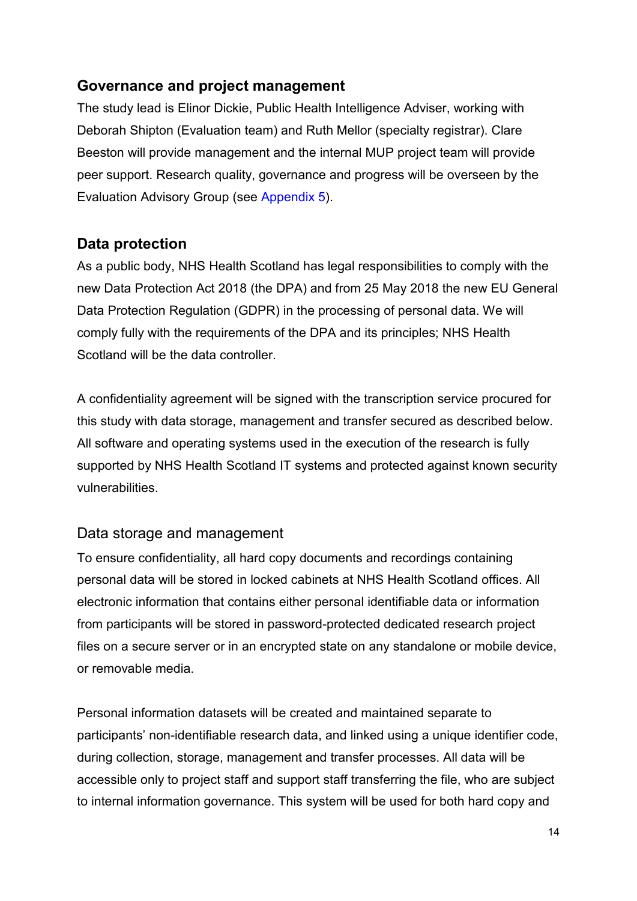## Governance and project management

The study lead is Elinor Dickie, Public Health Intelligence Adviser, working with Deborah Shipton (Evaluation team) and Ruth Mellor (specialty registrar). Clare Beeston will provide management and the internal MUP project team will provide peer support. Research quality, governance and progress will be overseen by the Evaluation Advisory Group (see Appendix 5).

## Data protection

As a public body, NHS Health Scotland has legal responsibilities to comply with the new Data Protection Act 2018 (the DPA) and from 25 May 2018 the new EU General Data Protection Regulation (GDPR) in the processing of personal data. We will comply fully with the requirements of the DPA and its principles; NHS Health Scotland will be the data controller.

A confidentiality agreement will be signed with the transcription service procured for this study with data storage, management and transfer secured as described below. All software and operating systems used in the execution of the research is fully supported by NHS Health Scotland IT systems and protected against known security vulnerabilities.

### Data storage and management

To ensure confidentiality, all hard copy documents and recordings containing personal data will be stored in locked cabinets at NHS Health Scotland offices. All electronic information that contains either personal identifiable data or information from participants will be stored in password-protected dedicated research project files on a secure server or in an encrypted state on any standalone or mobile device, or removable media.

Personal information datasets will be created and maintained separate to participants' non-identifiable research data, and linked using a unique identifier code, during collection, storage, management and transfer processes. All data will be accessible only to project staff and support staff transferring the file, who are subject to internal information governance. This system will be used for both hard copy and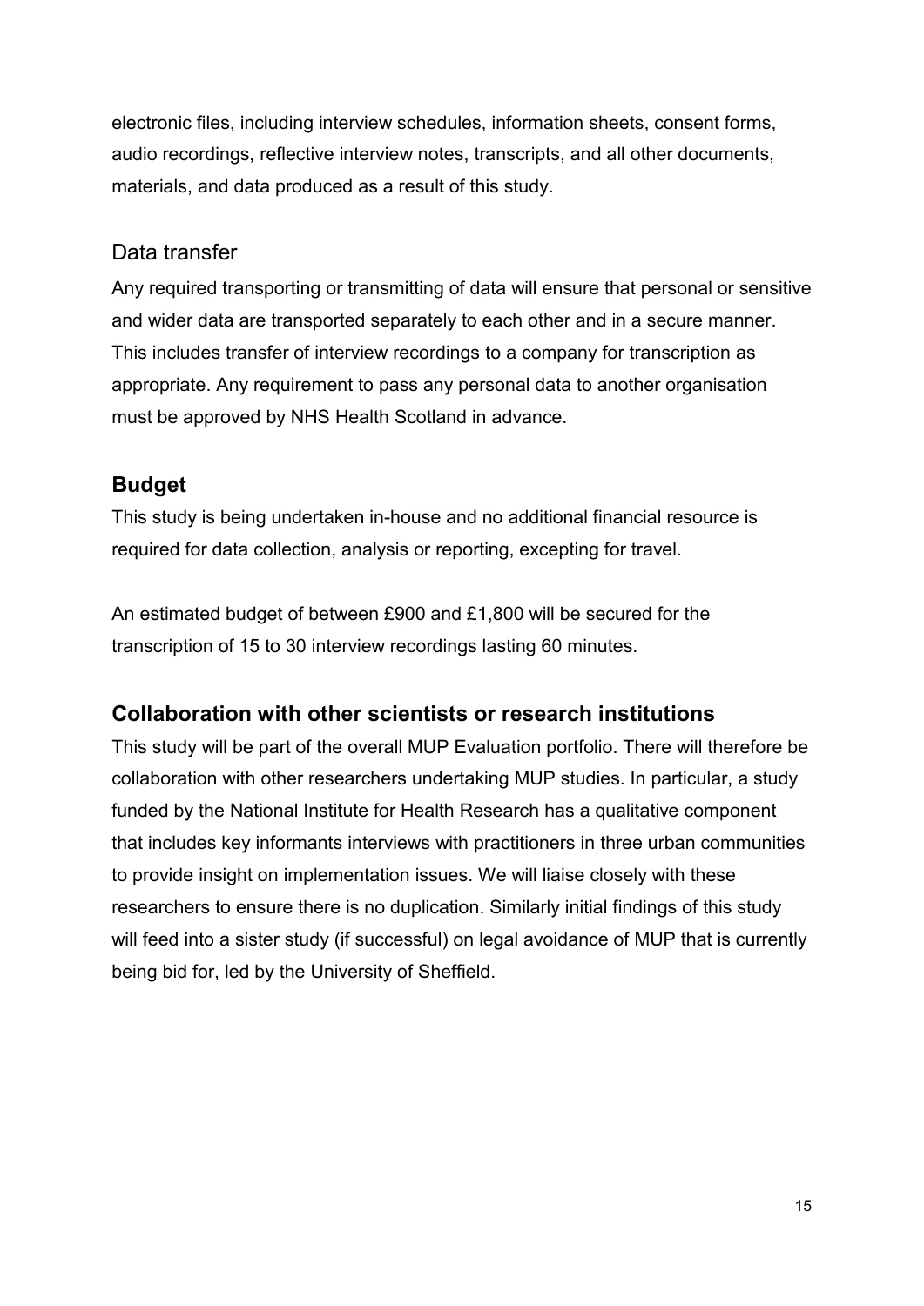electronic files, including interview schedules, information sheets, consent forms, audio recordings, reflective interview notes, transcripts, and all other documents, materials, and data produced as a result of this study.

### Data transfer

Any required transporting or transmitting of data will ensure that personal or sensitive and wider data are transported separately to each other and in a secure manner. This includes transfer of interview recordings to a company for transcription as appropriate. Any requirement to pass any personal data to another organisation must be approved by NHS Health Scotland in advance.

## Budget

This study is being undertaken in-house and no additional financial resource is required for data collection, analysis or reporting, excepting for travel.

An estimated budget of between £900 and £1,800 will be secured for the transcription of 15 to 30 interview recordings lasting 60 minutes.

## Collaboration with other scientists or research institutions

This study will be part of the overall MUP Evaluation portfolio. There will therefore be collaboration with other researchers undertaking MUP studies. In particular, a study funded by the National Institute for Health Research has a qualitative component that includes key informants interviews with practitioners in three urban communities to provide insight on implementation issues. We will liaise closely with these researchers to ensure there is no duplication. Similarly initial findings of this study will feed into a sister study (if successful) on legal avoidance of MUP that is currently being bid for, led by the University of Sheffield.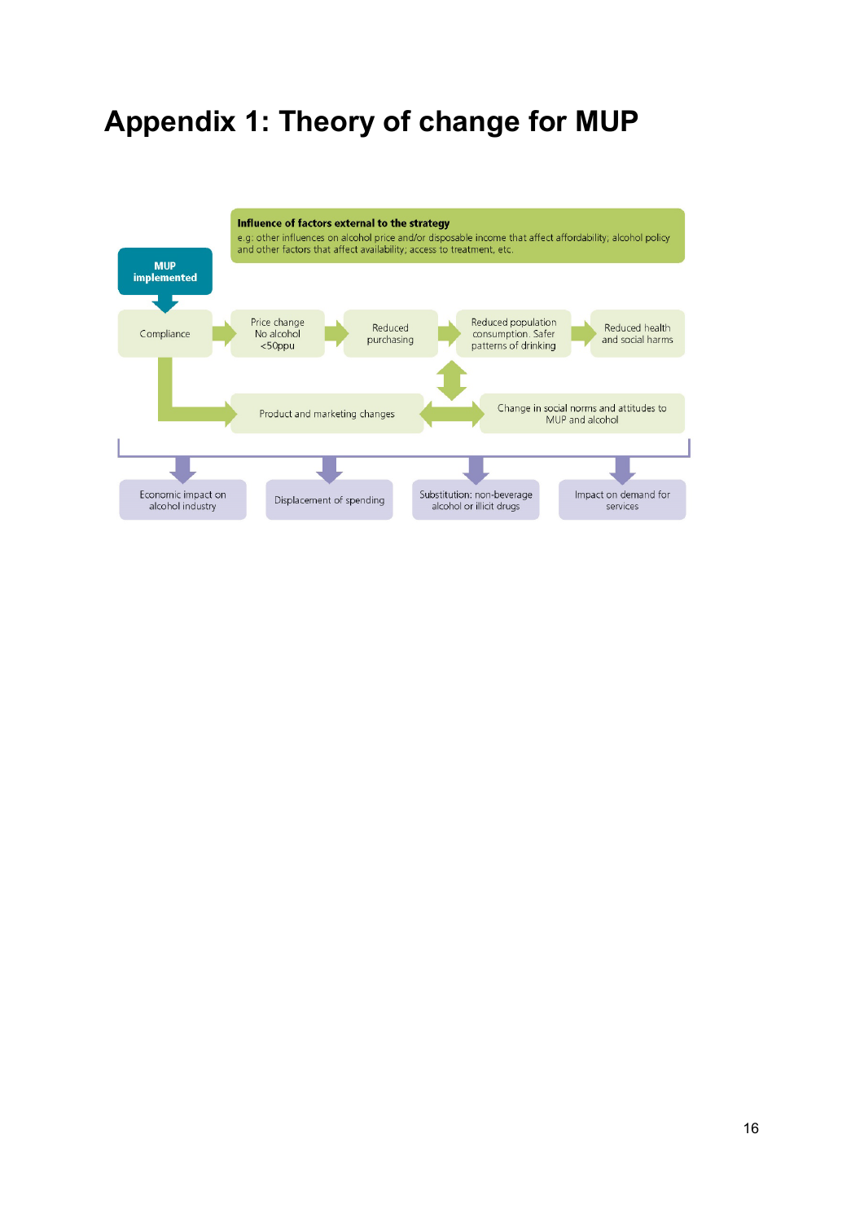# Appendix 1: Theory of change for MUP

**Influence of factors external to the strategy**
e.g: other influences on alcohol price and/or disposable income that affect affordability; alcohol policy and other factors that affect availability; access to treatment, etc.

**MUP implemented**

Compliance → Price change No alcohol <50ppu → Reduced purchasing → Reduced population consumption. Safer patterns of drinking → Reduced health and social harms

Compliance → Product and marketing changes ↔ Change in social norms and attitudes to MUP and alcohol

Economic impact on alcohol industry

Displacement of spending

Substitution: non-beverage alcohol or illicit drugs

Impact on demand for services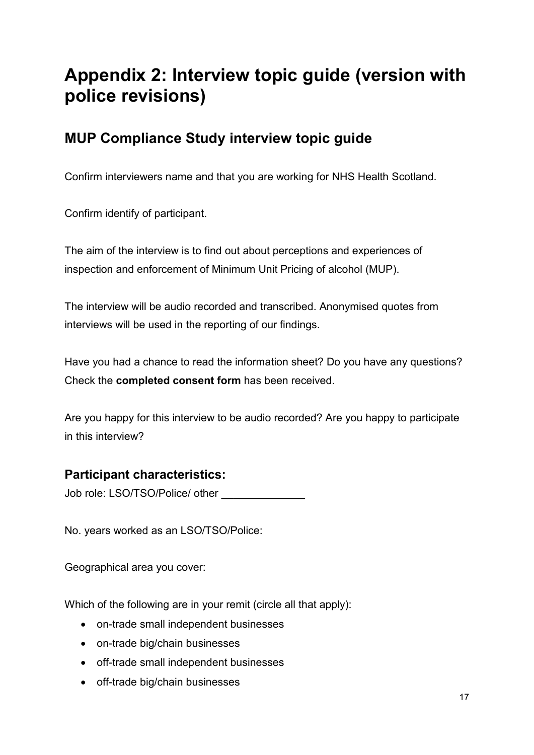# Appendix 2: Interview topic guide (version with police revisions)

## MUP Compliance Study interview topic guide

Confirm interviewers name and that you are working for NHS Health Scotland.

Confirm identify of participant.

The aim of the interview is to find out about perceptions and experiences of inspection and enforcement of Minimum Unit Pricing of alcohol (MUP).

The interview will be audio recorded and transcribed. Anonymised quotes from interviews will be used in the reporting of our findings.

Have you had a chance to read the information sheet? Do you have any questions? Check the **completed consent form** has been received.

Are you happy for this interview to be audio recorded? Are you happy to participate in this interview?

### Participant characteristics:

Job role: LSO/TSO/Police/ other ______________

No. years worked as an LSO/TSO/Police:

Geographical area you cover:

Which of the following are in your remit (circle all that apply):

- on-trade small independent businesses
- on-trade big/chain businesses
- off-trade small independent businesses
- off-trade big/chain businesses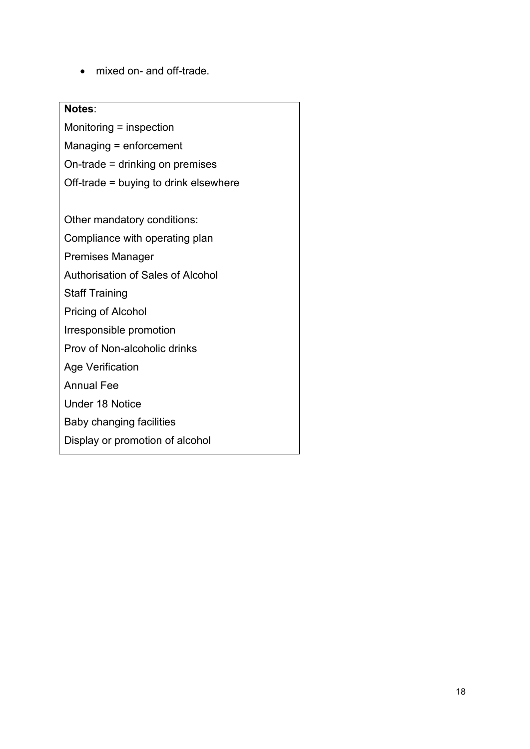- mixed on- and off-trade.

**Notes**:

Monitoring = inspection

Managing = enforcement

On-trade = drinking on premises

Off-trade = buying to drink elsewhere

Other mandatory conditions:

Compliance with operating plan

Premises Manager

Authorisation of Sales of Alcohol

Staff Training

Pricing of Alcohol

Irresponsible promotion

Prov of Non-alcoholic drinks

Age Verification

Annual Fee

Under 18 Notice

Baby changing facilities

Display or promotion of alcohol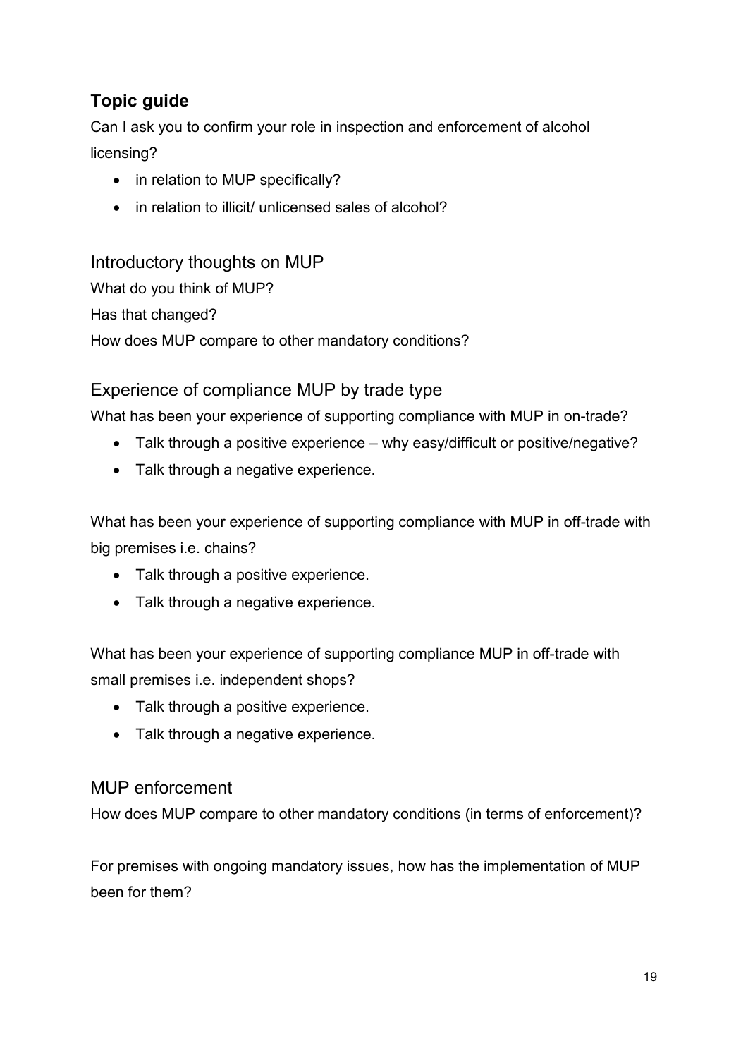## Topic guide

Can I ask you to confirm your role in inspection and enforcement of alcohol licensing?

- in relation to MUP specifically?
- in relation to illicit/ unlicensed sales of alcohol?

### Introductory thoughts on MUP

What do you think of MUP?

Has that changed?

How does MUP compare to other mandatory conditions?

### Experience of compliance MUP by trade type

What has been your experience of supporting compliance with MUP in on-trade?

- Talk through a positive experience – why easy/difficult or positive/negative?
- Talk through a negative experience.

What has been your experience of supporting compliance with MUP in off-trade with big premises i.e. chains?

- Talk through a positive experience.
- Talk through a negative experience.

What has been your experience of supporting compliance MUP in off-trade with small premises i.e. independent shops?

- Talk through a positive experience.
- Talk through a negative experience.

### MUP enforcement

How does MUP compare to other mandatory conditions (in terms of enforcement)?

For premises with ongoing mandatory issues, how has the implementation of MUP been for them?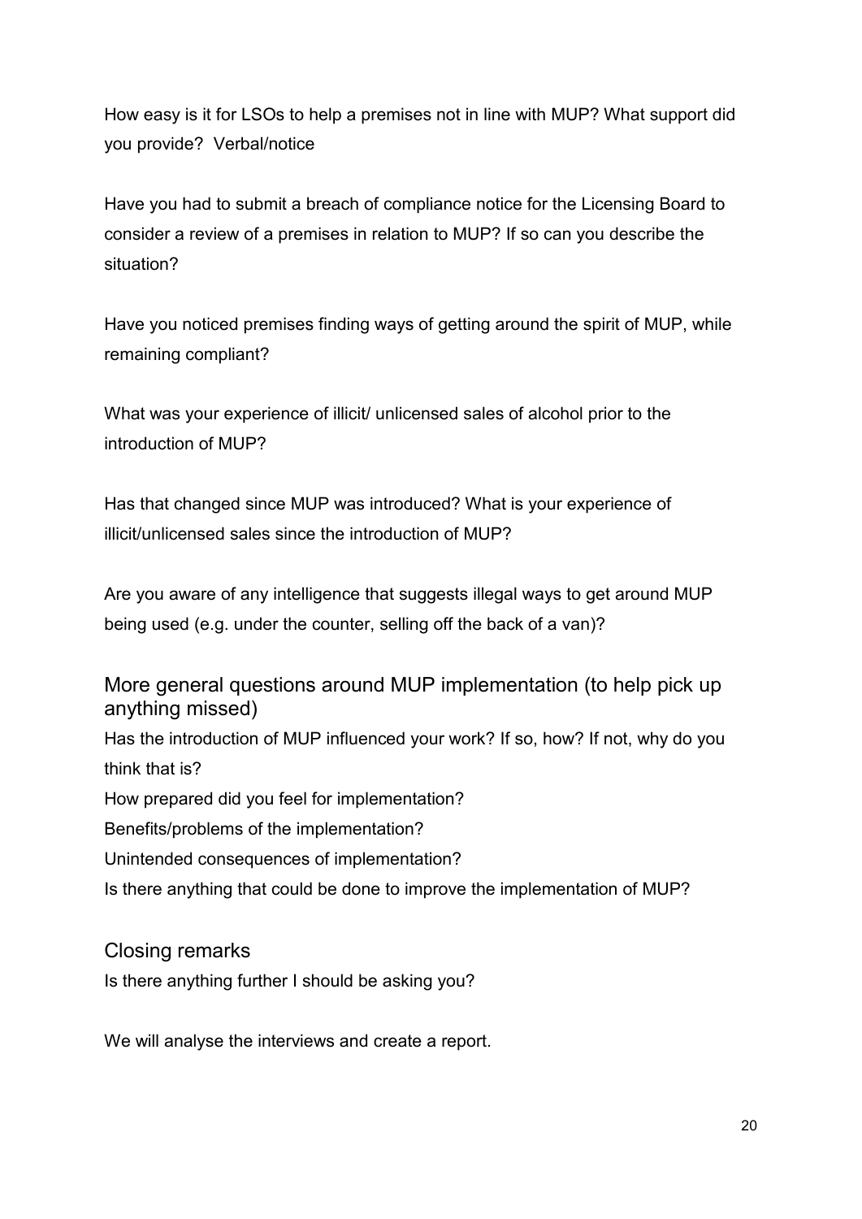How easy is it for LSOs to help a premises not in line with MUP? What support did you provide? Verbal/notice

Have you had to submit a breach of compliance notice for the Licensing Board to consider a review of a premises in relation to MUP? If so can you describe the situation?

Have you noticed premises finding ways of getting around the spirit of MUP, while remaining compliant?

What was your experience of illicit/ unlicensed sales of alcohol prior to the introduction of MUP?

Has that changed since MUP was introduced? What is your experience of illicit/unlicensed sales since the introduction of MUP?

Are you aware of any intelligence that suggests illegal ways to get around MUP being used (e.g. under the counter, selling off the back of a van)?

## More general questions around MUP implementation (to help pick up anything missed)

Has the introduction of MUP influenced your work? If so, how? If not, why do you think that is?

How prepared did you feel for implementation?

Benefits/problems of the implementation?

Unintended consequences of implementation?

Is there anything that could be done to improve the implementation of MUP?

## Closing remarks

Is there anything further I should be asking you?

We will analyse the interviews and create a report.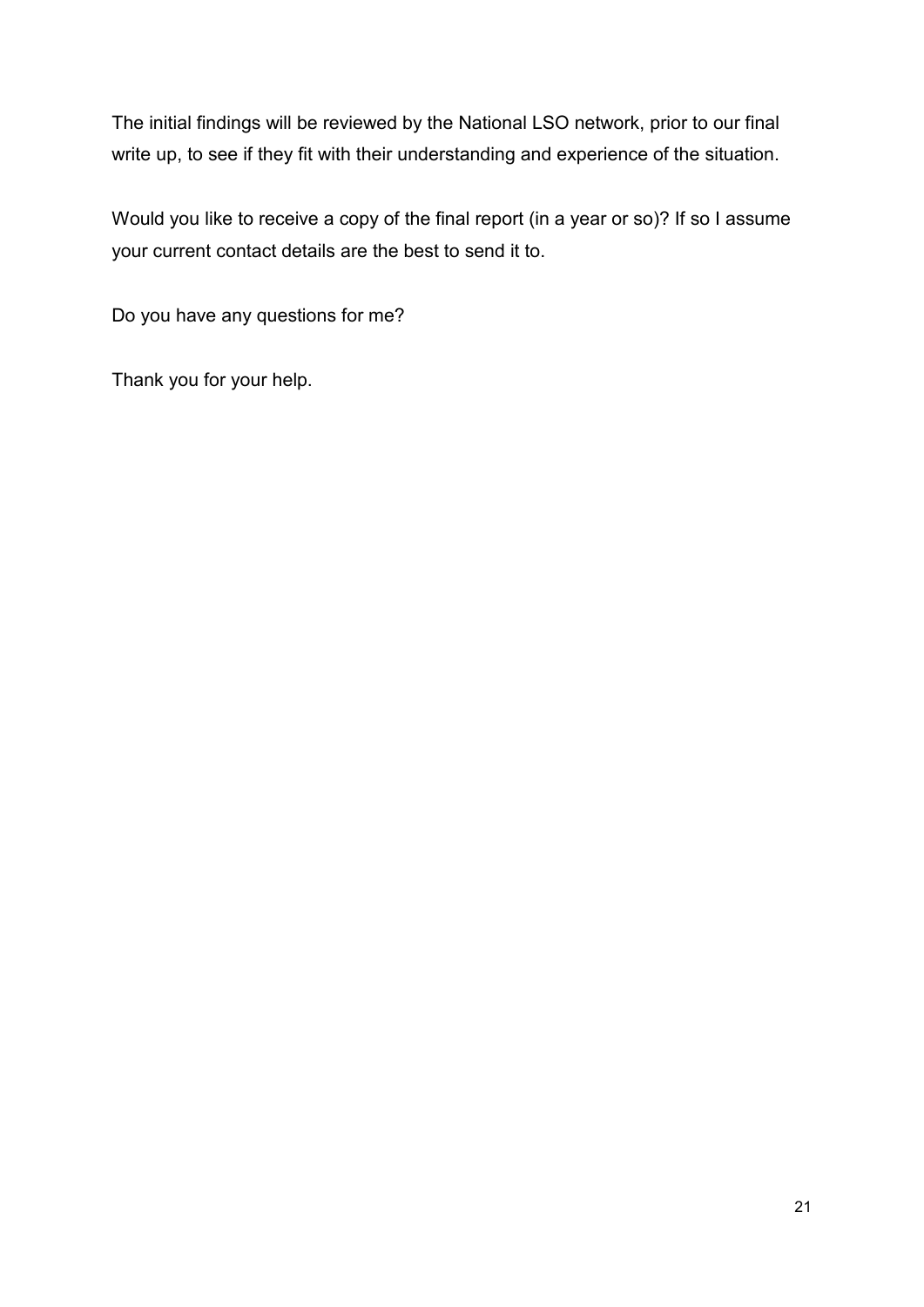The initial findings will be reviewed by the National LSO network, prior to our final write up, to see if they fit with their understanding and experience of the situation.

Would you like to receive a copy of the final report (in a year or so)? If so I assume your current contact details are the best to send it to.

Do you have any questions for me?

Thank you for your help.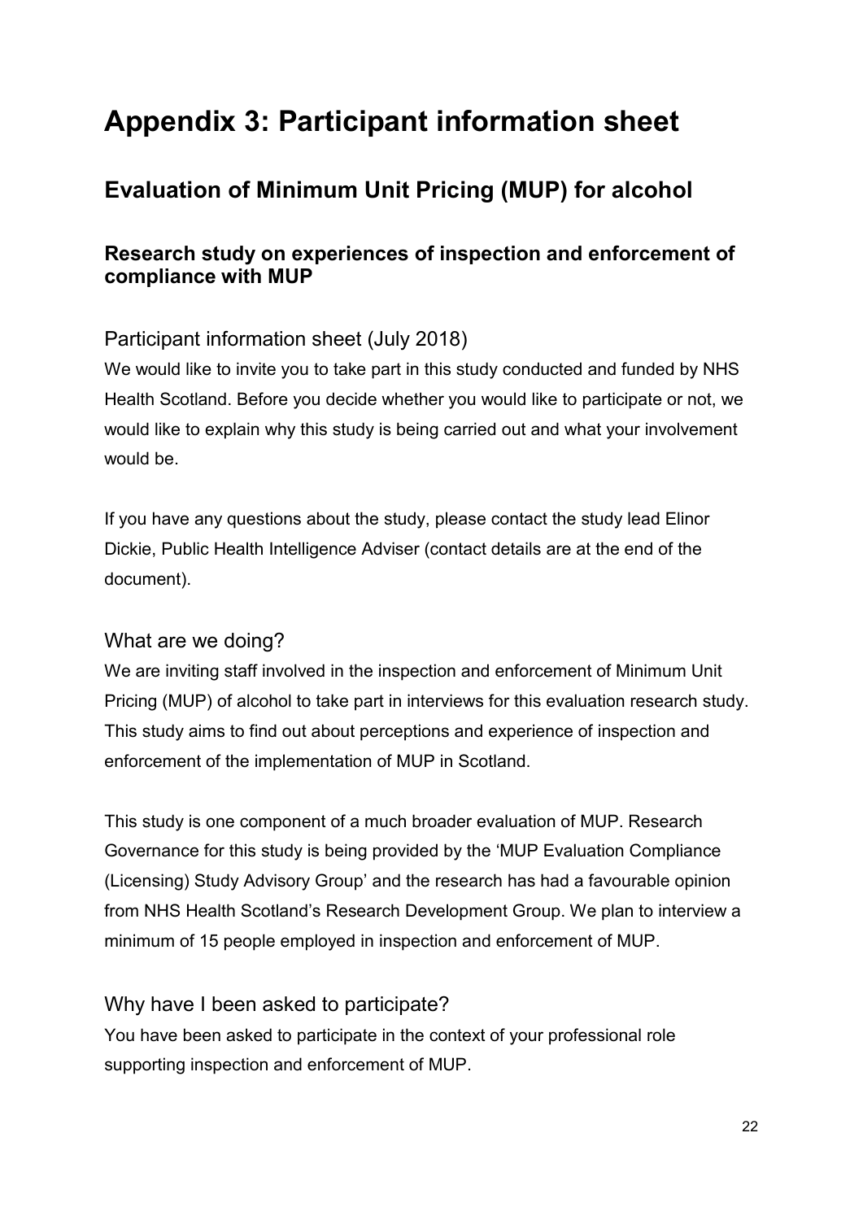# Appendix 3: Participant information sheet

## Evaluation of Minimum Unit Pricing (MUP) for alcohol

### Research study on experiences of inspection and enforcement of compliance with MUP

#### Participant information sheet (July 2018)

We would like to invite you to take part in this study conducted and funded by NHS Health Scotland. Before you decide whether you would like to participate or not, we would like to explain why this study is being carried out and what your involvement would be.

If you have any questions about the study, please contact the study lead Elinor Dickie, Public Health Intelligence Adviser (contact details are at the end of the document).

#### What are we doing?

We are inviting staff involved in the inspection and enforcement of Minimum Unit Pricing (MUP) of alcohol to take part in interviews for this evaluation research study. This study aims to find out about perceptions and experience of inspection and enforcement of the implementation of MUP in Scotland.

This study is one component of a much broader evaluation of MUP. Research Governance for this study is being provided by the 'MUP Evaluation Compliance (Licensing) Study Advisory Group' and the research has had a favourable opinion from NHS Health Scotland's Research Development Group. We plan to interview a minimum of 15 people employed in inspection and enforcement of MUP.

#### Why have I been asked to participate?

You have been asked to participate in the context of your professional role supporting inspection and enforcement of MUP.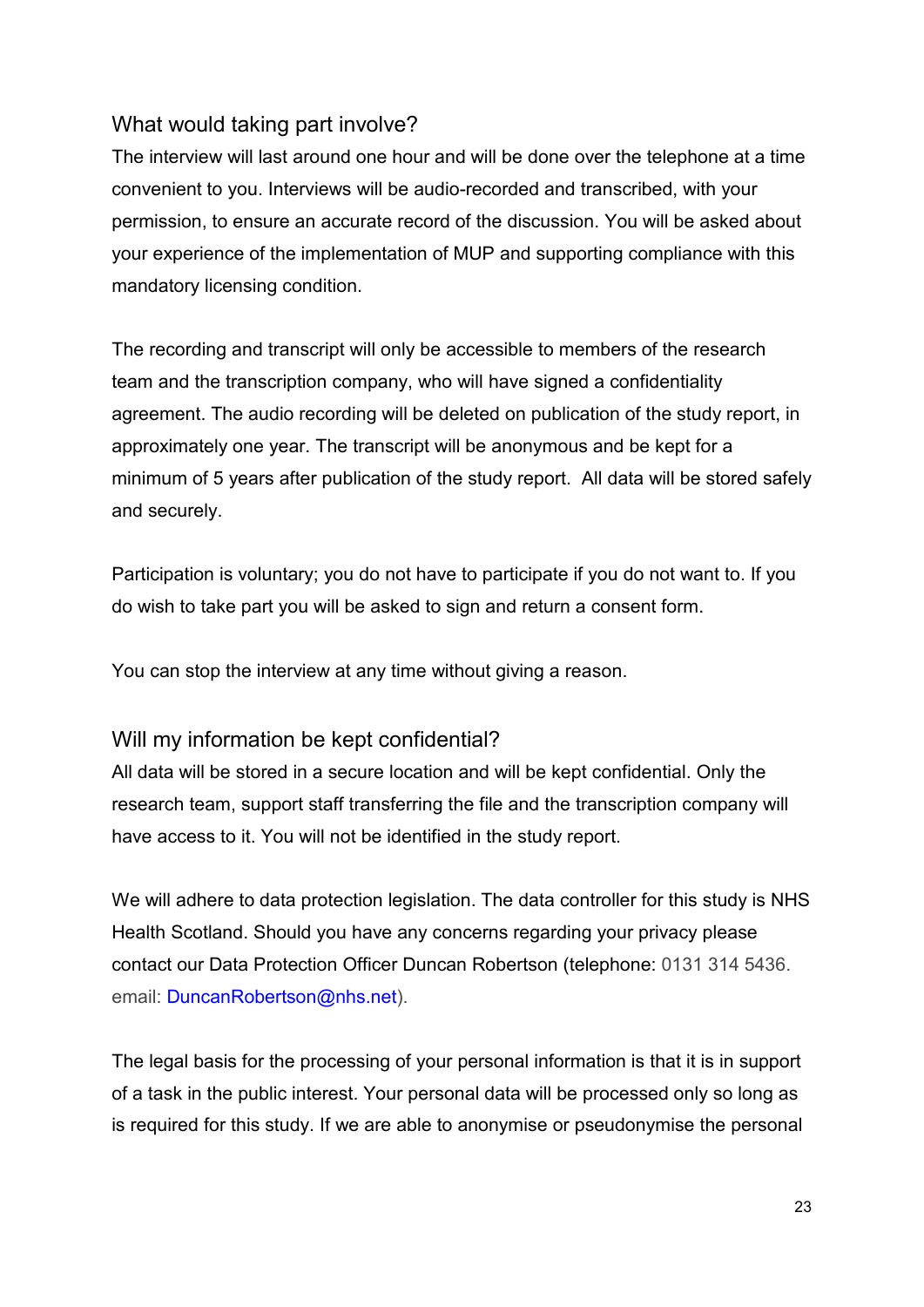## What would taking part involve?

The interview will last around one hour and will be done over the telephone at a time convenient to you. Interviews will be audio-recorded and transcribed, with your permission, to ensure an accurate record of the discussion. You will be asked about your experience of the implementation of MUP and supporting compliance with this mandatory licensing condition.

The recording and transcript will only be accessible to members of the research team and the transcription company, who will have signed a confidentiality agreement. The audio recording will be deleted on publication of the study report, in approximately one year. The transcript will be anonymous and be kept for a minimum of 5 years after publication of the study report. All data will be stored safely and securely.

Participation is voluntary; you do not have to participate if you do not want to. If you do wish to take part you will be asked to sign and return a consent form.

You can stop the interview at any time without giving a reason.

## Will my information be kept confidential?

All data will be stored in a secure location and will be kept confidential. Only the research team, support staff transferring the file and the transcription company will have access to it. You will not be identified in the study report.

We will adhere to data protection legislation. The data controller for this study is NHS Health Scotland. Should you have any concerns regarding your privacy please contact our Data Protection Officer Duncan Robertson (telephone: 0131 314 5436. email: DuncanRobertson@nhs.net).

The legal basis for the processing of your personal information is that it is in support of a task in the public interest. Your personal data will be processed only so long as is required for this study. If we are able to anonymise or pseudonymise the personal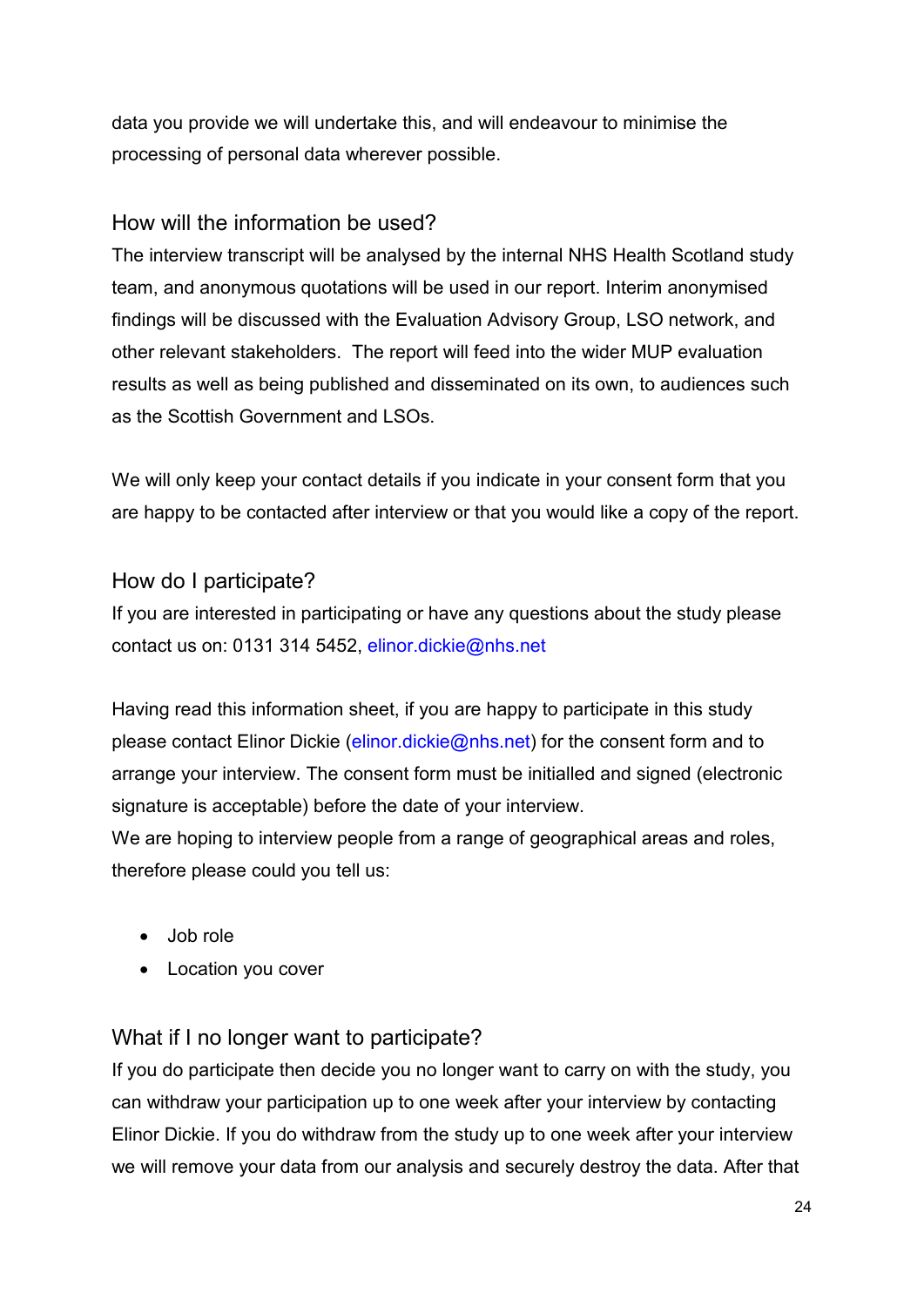data you provide we will undertake this, and will endeavour to minimise the processing of personal data wherever possible.

## How will the information be used?

The interview transcript will be analysed by the internal NHS Health Scotland study team, and anonymous quotations will be used in our report. Interim anonymised findings will be discussed with the Evaluation Advisory Group, LSO network, and other relevant stakeholders. The report will feed into the wider MUP evaluation results as well as being published and disseminated on its own, to audiences such as the Scottish Government and LSOs.

We will only keep your contact details if you indicate in your consent form that you are happy to be contacted after interview or that you would like a copy of the report.

## How do I participate?

If you are interested in participating or have any questions about the study please contact us on: 0131 314 5452, elinor.dickie@nhs.net

Having read this information sheet, if you are happy to participate in this study please contact Elinor Dickie (elinor.dickie@nhs.net) for the consent form and to arrange your interview. The consent form must be initialled and signed (electronic signature is acceptable) before the date of your interview.
We are hoping to interview people from a range of geographical areas and roles, therefore please could you tell us:

- Job role
- Location you cover

## What if I no longer want to participate?

If you do participate then decide you no longer want to carry on with the study, you can withdraw your participation up to one week after your interview by contacting Elinor Dickie. If you do withdraw from the study up to one week after your interview we will remove your data from our analysis and securely destroy the data. After that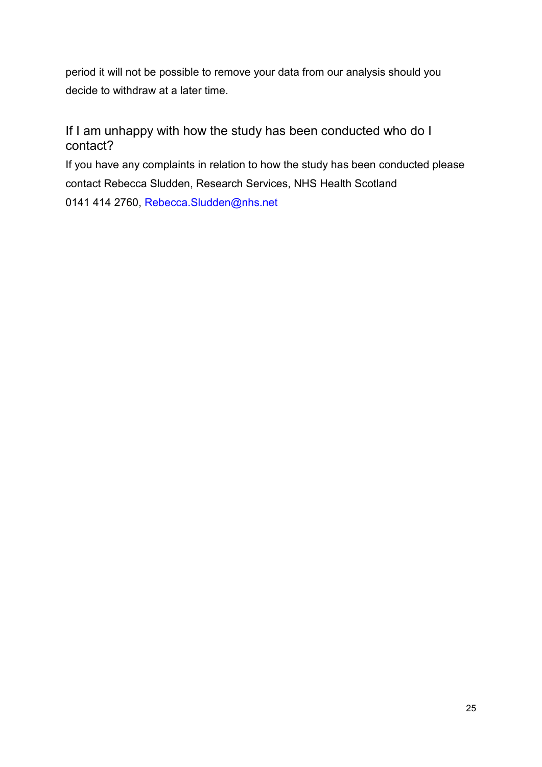period it will not be possible to remove your data from our analysis should you decide to withdraw at a later time.

## If I am unhappy with how the study has been conducted who do I contact?

If you have any complaints in relation to how the study has been conducted please contact Rebecca Sludden, Research Services, NHS Health Scotland
0141 414 2760, Rebecca.Sludden@nhs.net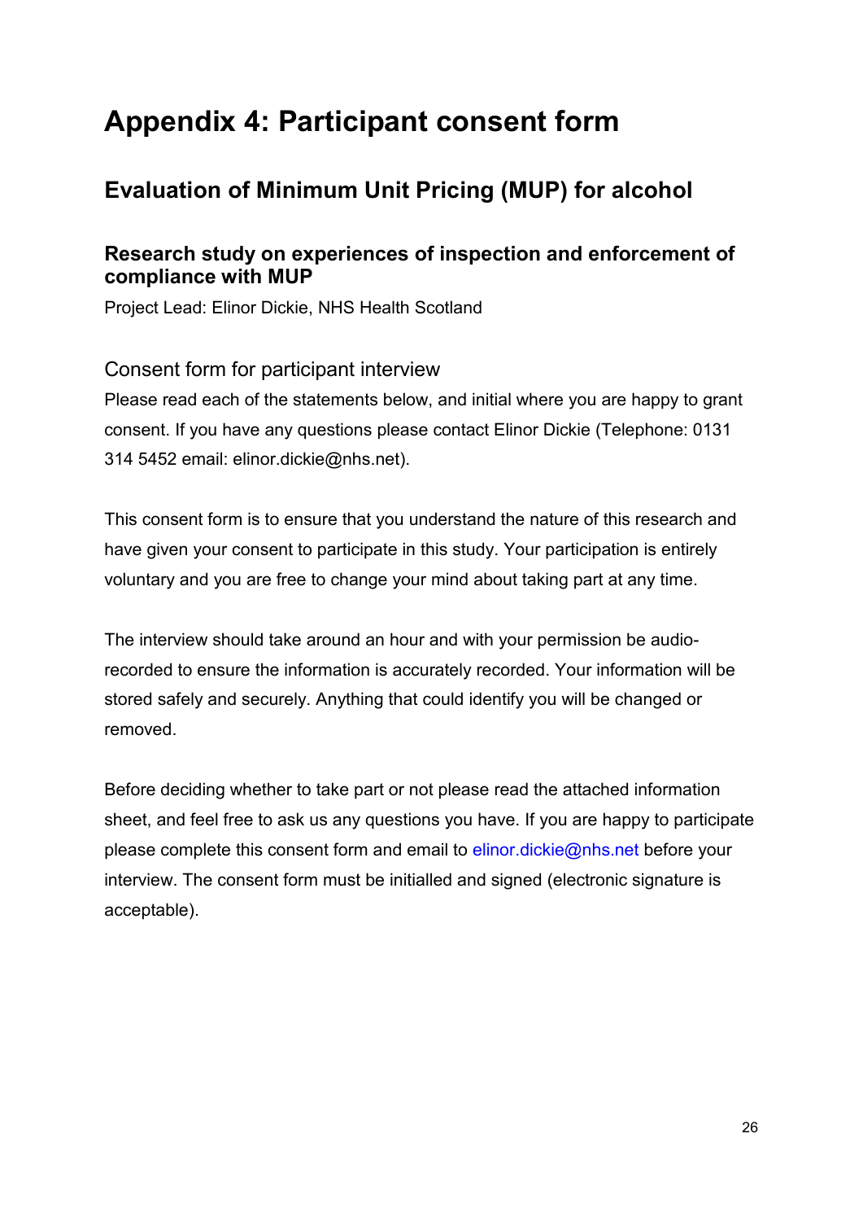# Appendix 4: Participant consent form

## Evaluation of Minimum Unit Pricing (MUP) for alcohol

### Research study on experiences of inspection and enforcement of compliance with MUP

Project Lead: Elinor Dickie, NHS Health Scotland

Consent form for participant interview

Please read each of the statements below, and initial where you are happy to grant consent. If you have any questions please contact Elinor Dickie (Telephone: 0131 314 5452 email: elinor.dickie@nhs.net).

This consent form is to ensure that you understand the nature of this research and have given your consent to participate in this study. Your participation is entirely voluntary and you are free to change your mind about taking part at any time.

The interview should take around an hour and with your permission be audio-recorded to ensure the information is accurately recorded. Your information will be stored safely and securely. Anything that could identify you will be changed or removed.

Before deciding whether to take part or not please read the attached information sheet, and feel free to ask us any questions you have. If you are happy to participate please complete this consent form and email to elinor.dickie@nhs.net before your interview. The consent form must be initialled and signed (electronic signature is acceptable).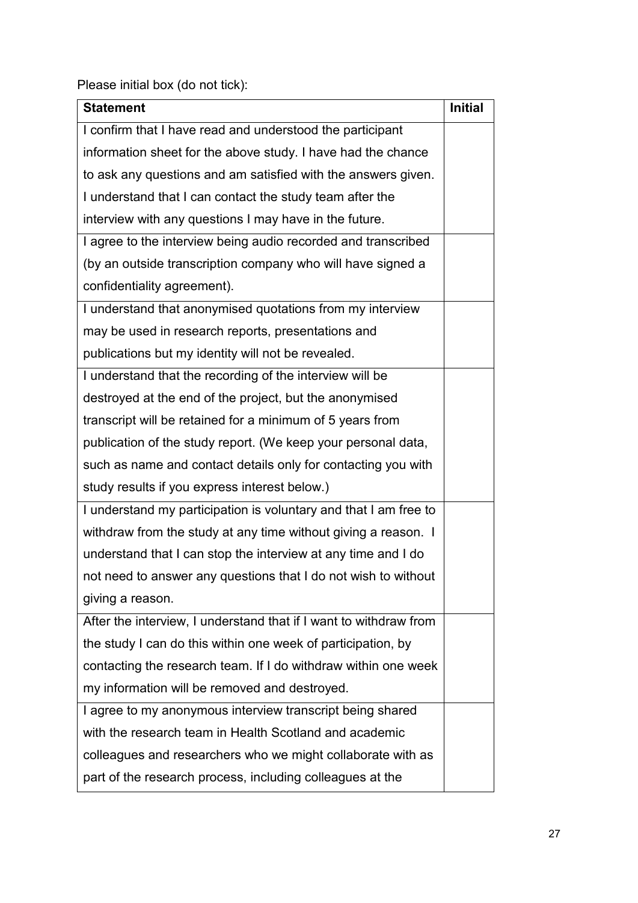Please initial box (do not tick):

| Statement | Initial |
|---|---|
| I confirm that I have read and understood the participant information sheet for the above study. I have had the chance to ask any questions and am satisfied with the answers given. I understand that I can contact the study team after the interview with any questions I may have in the future. | |
| I agree to the interview being audio recorded and transcribed (by an outside transcription company who will have signed a confidentiality agreement). | |
| I understand that anonymised quotations from my interview may be used in research reports, presentations and publications but my identity will not be revealed. | |
| I understand that the recording of the interview will be destroyed at the end of the project, but the anonymised transcript will be retained for a minimum of 5 years from publication of the study report. (We keep your personal data, such as name and contact details only for contacting you with study results if you express interest below.) | |
| I understand my participation is voluntary and that I am free to withdraw from the study at any time without giving a reason. I understand that I can stop the interview at any time and I do not need to answer any questions that I do not wish to without giving a reason. | |
| After the interview, I understand that if I want to withdraw from the study I can do this within one week of participation, by contacting the research team. If I do withdraw within one week my information will be removed and destroyed. | |
| I agree to my anonymous interview transcript being shared with the research team in Health Scotland and academic colleagues and researchers who we might collaborate with as part of the research process, including colleagues at the | |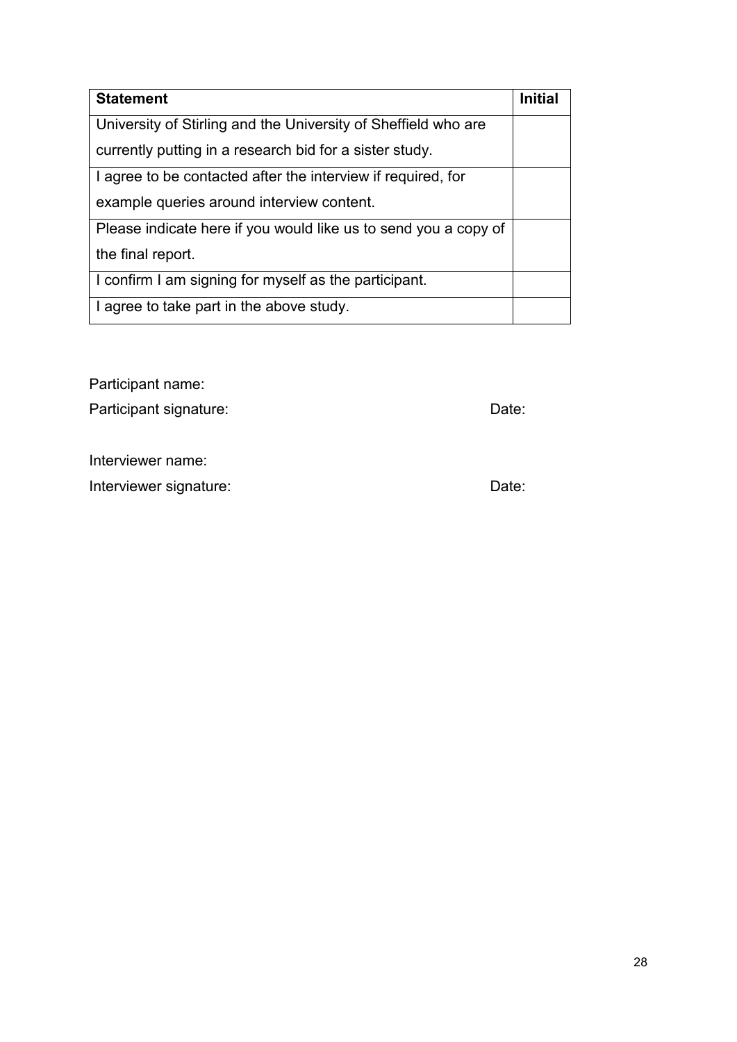| Statement | Initial |
|---|---|
| University of Stirling and the University of Sheffield who are currently putting in a research bid for a sister study. | |
| I agree to be contacted after the interview if required, for example queries around interview content. | |
| Please indicate here if you would like us to send you a copy of the final report. | |
| I confirm I am signing for myself as the participant. | |
| I agree to take part in the above study. | |

Participant name:

Participant signature: Date:

Interviewer name:

Interviewer signature: Date: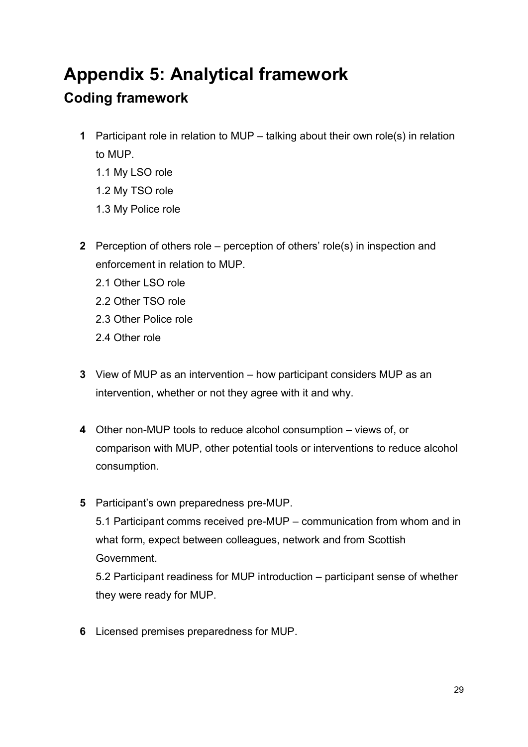# Appendix 5: Analytical framework

## Coding framework

**1** Participant role in relation to MUP – talking about their own role(s) in relation to MUP.

1.1 My LSO role

1.2 My TSO role

1.3 My Police role

**2** Perception of others role – perception of others' role(s) in inspection and enforcement in relation to MUP.

2.1 Other LSO role

2.2 Other TSO role

2.3 Other Police role

2.4 Other role

**3** View of MUP as an intervention – how participant considers MUP as an intervention, whether or not they agree with it and why.

**4** Other non-MUP tools to reduce alcohol consumption – views of, or comparison with MUP, other potential tools or interventions to reduce alcohol consumption.

**5** Participant's own preparedness pre-MUP.

5.1 Participant comms received pre-MUP – communication from whom and in what form, expect between colleagues, network and from Scottish Government.

5.2 Participant readiness for MUP introduction – participant sense of whether they were ready for MUP.

**6** Licensed premises preparedness for MUP.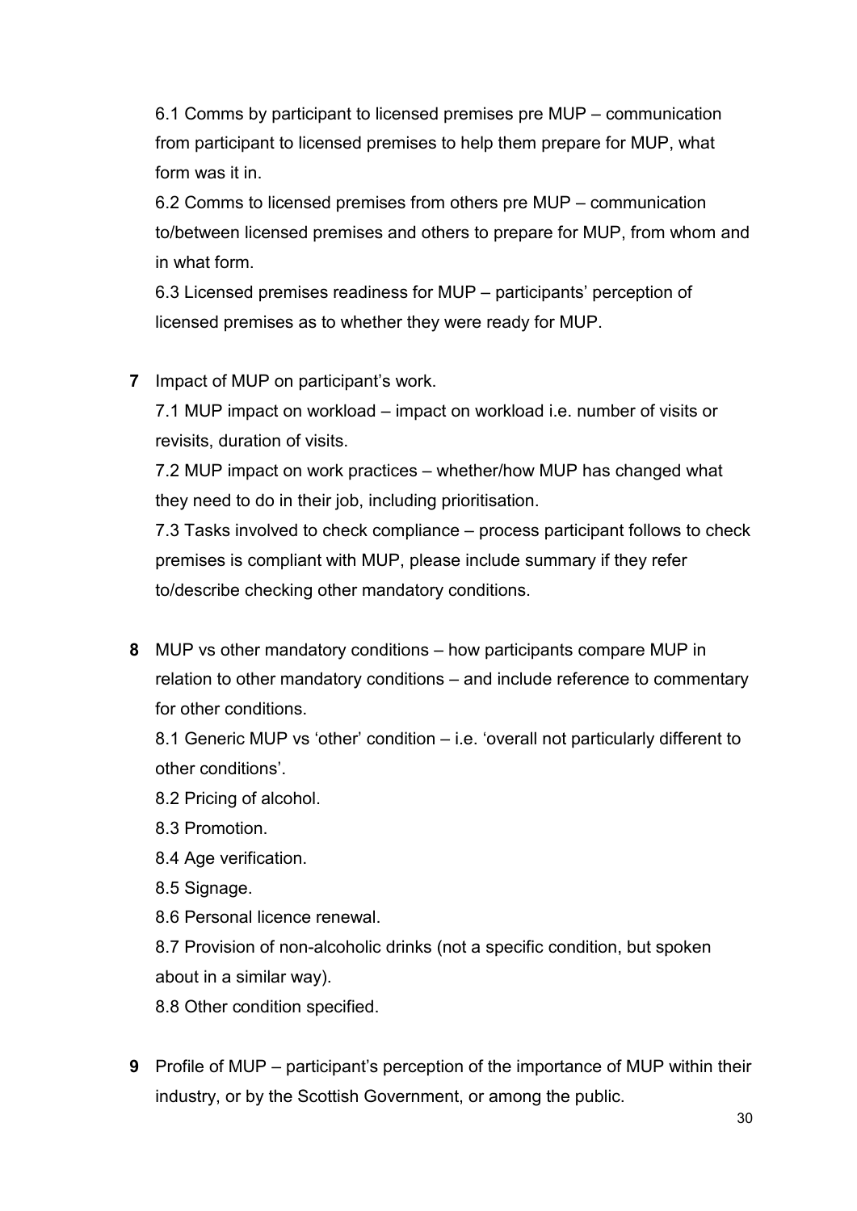6.1 Comms by participant to licensed premises pre MUP – communication from participant to licensed premises to help them prepare for MUP, what form was it in.

6.2 Comms to licensed premises from others pre MUP – communication to/between licensed premises and others to prepare for MUP, from whom and in what form.

6.3 Licensed premises readiness for MUP – participants' perception of licensed premises as to whether they were ready for MUP.

**7** Impact of MUP on participant's work.

7.1 MUP impact on workload – impact on workload i.e. number of visits or revisits, duration of visits.

7.2 MUP impact on work practices – whether/how MUP has changed what they need to do in their job, including prioritisation.

7.3 Tasks involved to check compliance – process participant follows to check premises is compliant with MUP, please include summary if they refer to/describe checking other mandatory conditions.

**8** MUP vs other mandatory conditions – how participants compare MUP in relation to other mandatory conditions – and include reference to commentary for other conditions.

8.1 Generic MUP vs 'other' condition – i.e. 'overall not particularly different to other conditions'.

8.2 Pricing of alcohol.

8.3 Promotion.

8.4 Age verification.

8.5 Signage.

8.6 Personal licence renewal.

8.7 Provision of non-alcoholic drinks (not a specific condition, but spoken about in a similar way).

8.8 Other condition specified.

**9** Profile of MUP – participant's perception of the importance of MUP within their industry, or by the Scottish Government, or among the public.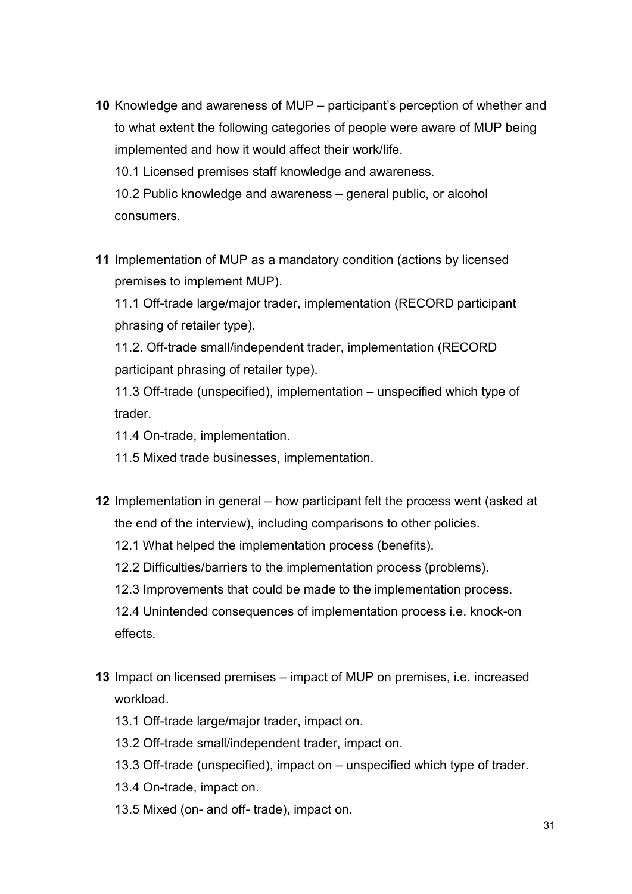**10** Knowledge and awareness of MUP – participant's perception of whether and to what extent the following categories of people were aware of MUP being implemented and how it would affect their work/life.

10.1 Licensed premises staff knowledge and awareness.

10.2 Public knowledge and awareness – general public, or alcohol consumers.

**11** Implementation of MUP as a mandatory condition (actions by licensed premises to implement MUP).

11.1 Off-trade large/major trader, implementation (RECORD participant phrasing of retailer type).

11.2. Off-trade small/independent trader, implementation (RECORD participant phrasing of retailer type).

11.3 Off-trade (unspecified), implementation – unspecified which type of trader.

11.4 On-trade, implementation.

11.5 Mixed trade businesses, implementation.

**12** Implementation in general – how participant felt the process went (asked at the end of the interview), including comparisons to other policies.

12.1 What helped the implementation process (benefits).

12.2 Difficulties/barriers to the implementation process (problems).

12.3 Improvements that could be made to the implementation process.

12.4 Unintended consequences of implementation process i.e. knock-on effects.

**13** Impact on licensed premises – impact of MUP on premises, i.e. increased workload.

13.1 Off-trade large/major trader, impact on.

13.2 Off-trade small/independent trader, impact on.

13.3 Off-trade (unspecified), impact on – unspecified which type of trader.

13.4 On-trade, impact on.

13.5 Mixed (on- and off- trade), impact on.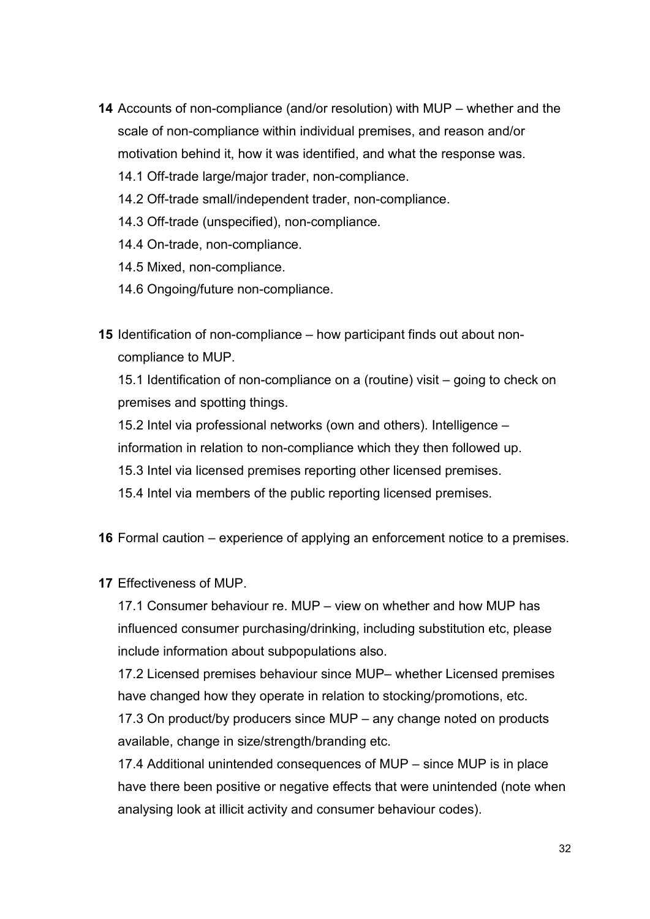**14** Accounts of non-compliance (and/or resolution) with MUP – whether and the scale of non-compliance within individual premises, and reason and/or motivation behind it, how it was identified, and what the response was.

14.1 Off-trade large/major trader, non-compliance.

14.2 Off-trade small/independent trader, non-compliance.

14.3 Off-trade (unspecified), non-compliance.

14.4 On-trade, non-compliance.

14.5 Mixed, non-compliance.

14.6 Ongoing/future non-compliance.

**15** Identification of non-compliance – how participant finds out about non-compliance to MUP.

15.1 Identification of non-compliance on a (routine) visit – going to check on premises and spotting things.

15.2 Intel via professional networks (own and others). Intelligence – information in relation to non-compliance which they then followed up.

15.3 Intel via licensed premises reporting other licensed premises.

15.4 Intel via members of the public reporting licensed premises.

**16** Formal caution – experience of applying an enforcement notice to a premises.

**17** Effectiveness of MUP.

17.1 Consumer behaviour re. MUP – view on whether and how MUP has influenced consumer purchasing/drinking, including substitution etc, please include information about subpopulations also.

17.2 Licensed premises behaviour since MUP– whether Licensed premises have changed how they operate in relation to stocking/promotions, etc.

17.3 On product/by producers since MUP – any change noted on products available, change in size/strength/branding etc.

17.4 Additional unintended consequences of MUP – since MUP is in place have there been positive or negative effects that were unintended (note when analysing look at illicit activity and consumer behaviour codes).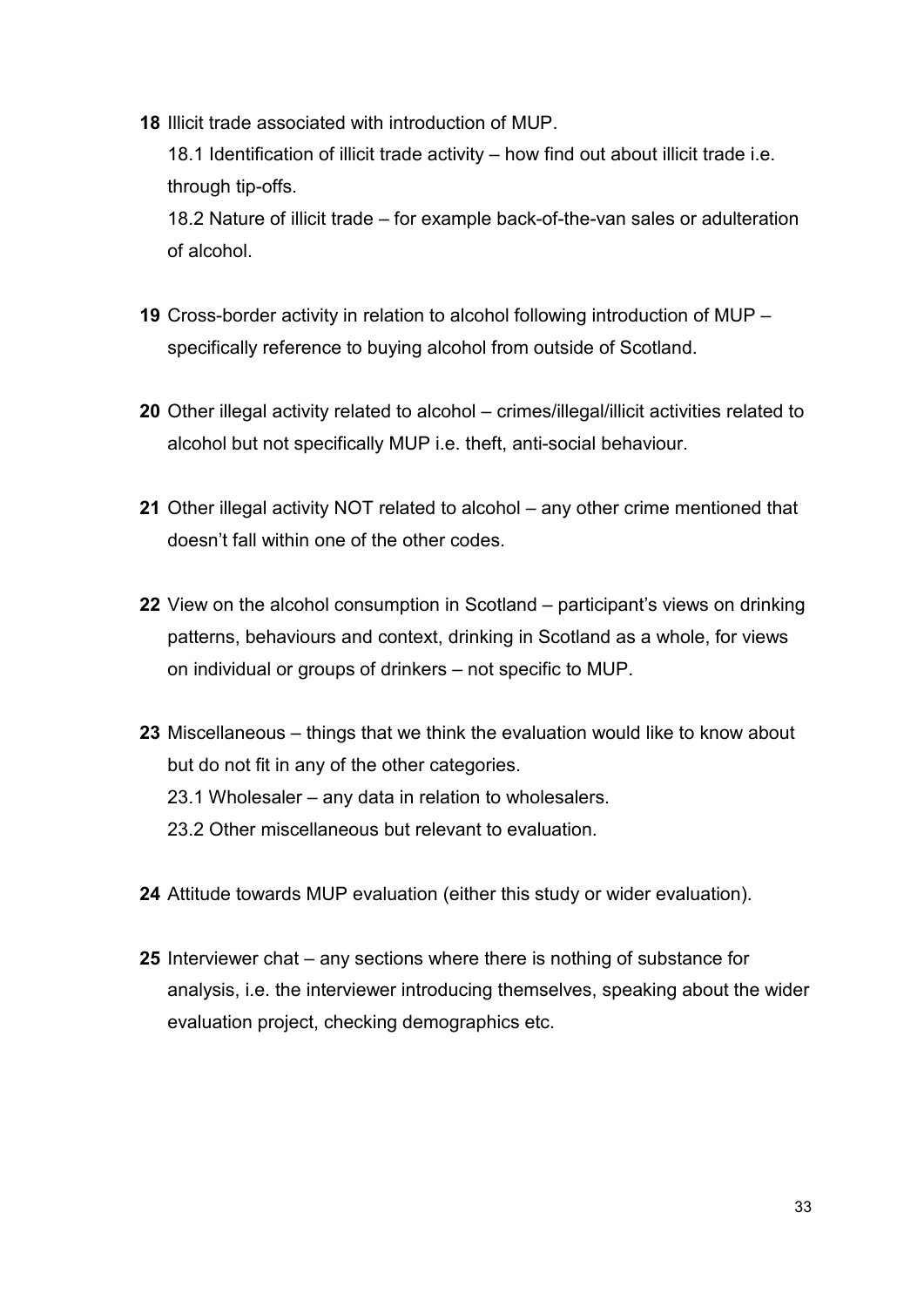**18** Illicit trade associated with introduction of MUP.

18.1 Identification of illicit trade activity – how find out about illicit trade i.e. through tip-offs.

18.2 Nature of illicit trade – for example back-of-the-van sales or adulteration of alcohol.

**19** Cross-border activity in relation to alcohol following introduction of MUP – specifically reference to buying alcohol from outside of Scotland.

**20** Other illegal activity related to alcohol – crimes/illegal/illicit activities related to alcohol but not specifically MUP i.e. theft, anti-social behaviour.

**21** Other illegal activity NOT related to alcohol – any other crime mentioned that doesn't fall within one of the other codes.

**22** View on the alcohol consumption in Scotland – participant's views on drinking patterns, behaviours and context, drinking in Scotland as a whole, for views on individual or groups of drinkers – not specific to MUP.

**23** Miscellaneous – things that we think the evaluation would like to know about but do not fit in any of the other categories.

23.1 Wholesaler – any data in relation to wholesalers.

23.2 Other miscellaneous but relevant to evaluation.

**24** Attitude towards MUP evaluation (either this study or wider evaluation).

**25** Interviewer chat – any sections where there is nothing of substance for analysis, i.e. the interviewer introducing themselves, speaking about the wider evaluation project, checking demographics etc.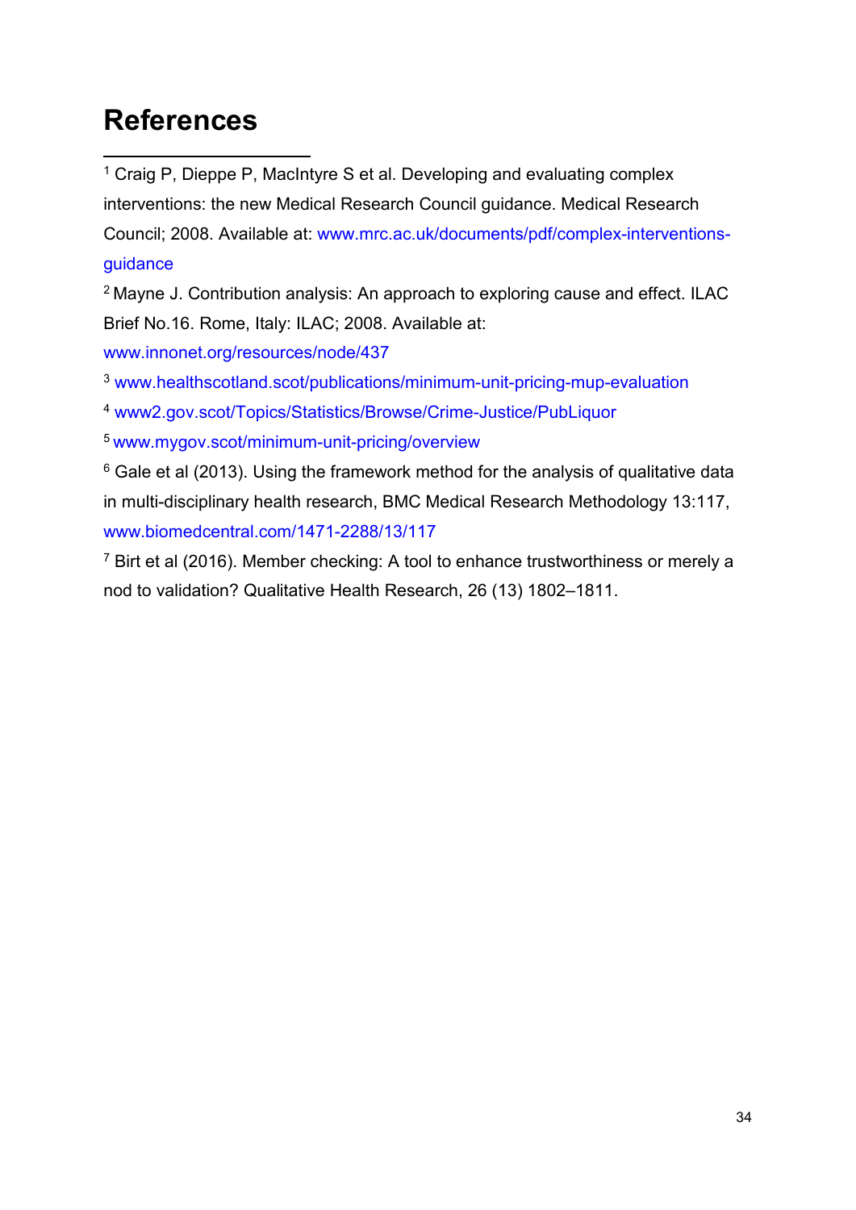# References

[1] Craig P, Dieppe P, MacIntyre S et al. Developing and evaluating complex interventions: the new Medical Research Council guidance. Medical Research Council; 2008. Available at: www.mrc.ac.uk/documents/pdf/complex-interventions-guidance

[2] Mayne J. Contribution analysis: An approach to exploring cause and effect. ILAC Brief No.16. Rome, Italy: ILAC; 2008. Available at: www.innonet.org/resources/node/437

[3] www.healthscotland.scot/publications/minimum-unit-pricing-mup-evaluation

[4] www2.gov.scot/Topics/Statistics/Browse/Crime-Justice/PubLiquor

[5] www.mygov.scot/minimum-unit-pricing/overview

[6] Gale et al (2013). Using the framework method for the analysis of qualitative data in multi-disciplinary health research, BMC Medical Research Methodology 13:117, www.biomedcentral.com/1471-2288/13/117

[7] Birt et al (2016). Member checking: A tool to enhance trustworthiness or merely a nod to validation? Qualitative Health Research, 26 (13) 1802–1811.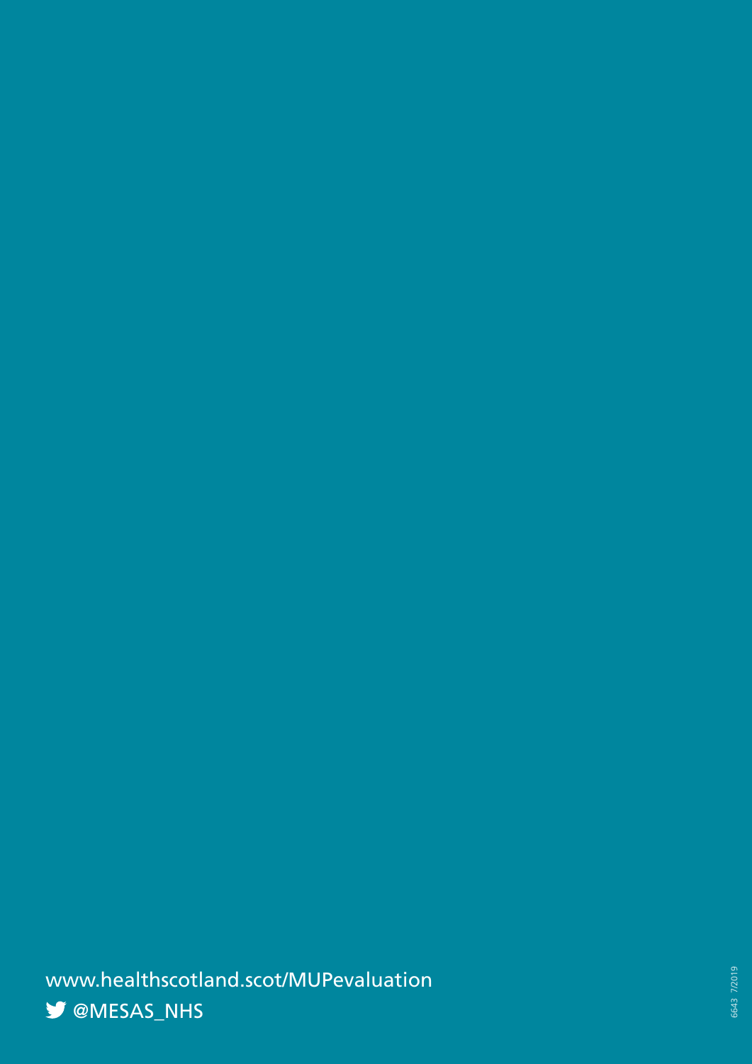www.healthscotland.scot/MUPevaluation

@MESAS_NHS

6643 7/2019